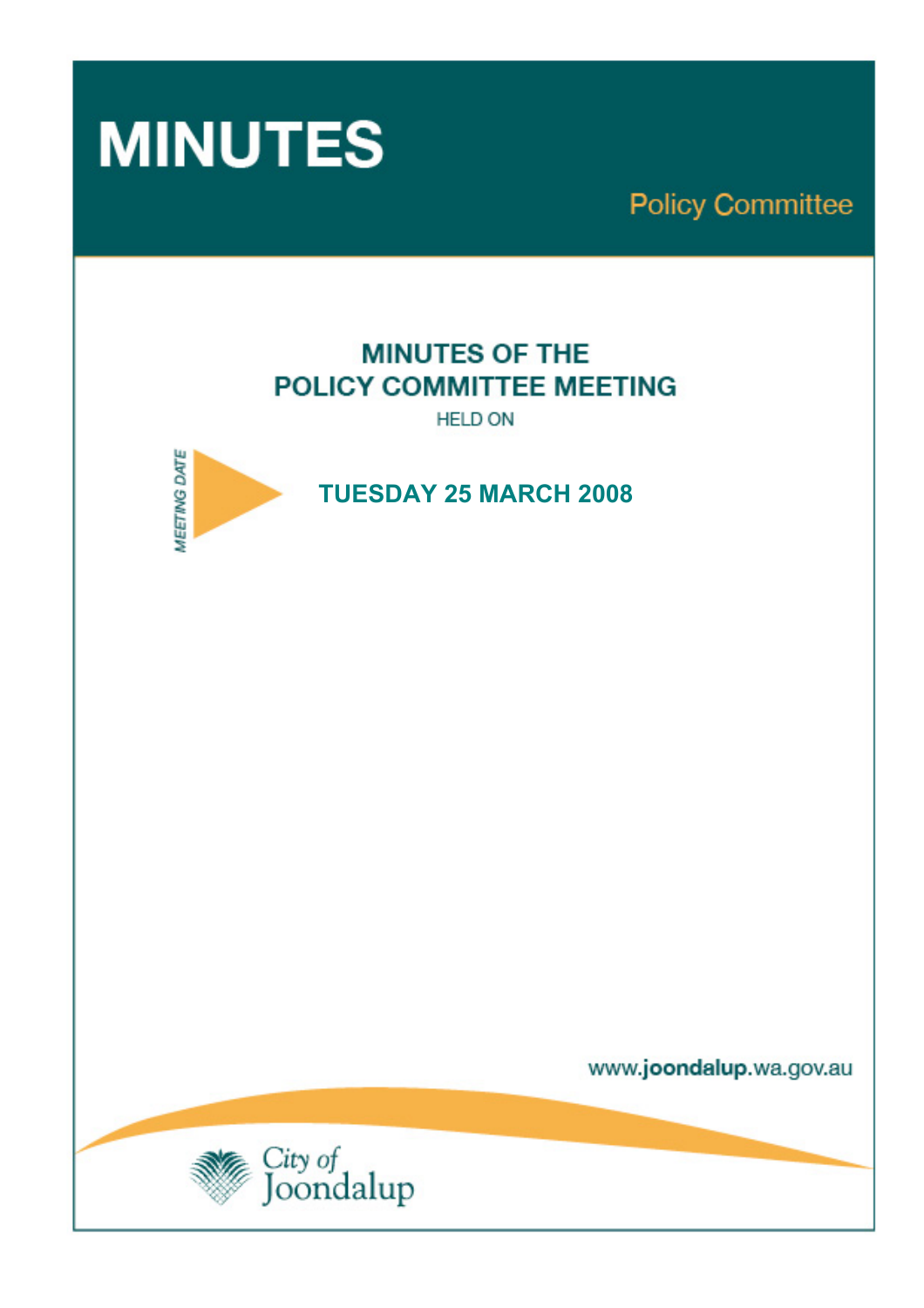# MINUTES

Policy Committee

## MINUTES OF THE POLICY COMMITTEE MEETING

HELD ON

MEETING DATE

**TUESDAY 25 MARCH 2008**

www.joondalup.wa.gov.au

City of Joondalup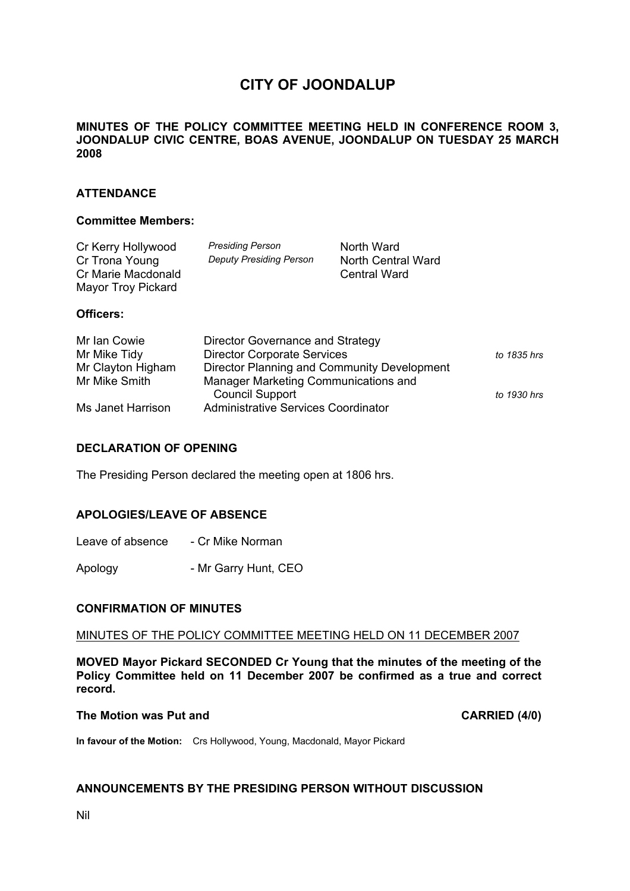# CITY OF JOONDALUP

**MINUTES OF THE POLICY COMMITTEE MEETING HELD IN CONFERENCE ROOM 3, JOONDALUP CIVIC CENTRE, BOAS AVENUE, JOONDALUP ON TUESDAY 25 MARCH 2008**

## ATTENDANCE

### Committee Members:

| | | |
|---|---|---|
| Cr Kerry Hollywood | *Presiding Person* | North Ward |
| Cr Trona Young | *Deputy Presiding Person* | North Central Ward |
| Cr Marie Macdonald | | Central Ward |
| Mayor Troy Pickard | | |

### Officers:

| | | |
|---|---|---|
| Mr Ian Cowie | Director Governance and Strategy | |
| Mr Mike Tidy | Director Corporate Services | *to 1835 hrs* |
| Mr Clayton Higham | Director Planning and Community Development | |
| Mr Mike Smith | Manager Marketing Communications and Council Support | *to 1930 hrs* |
| Ms Janet Harrison | Administrative Services Coordinator | |

## DECLARATION OF OPENING

The Presiding Person declared the meeting open at 1806 hrs.

## APOLOGIES/LEAVE OF ABSENCE

Leave of absence - Cr Mike Norman

Apology - Mr Garry Hunt, CEO

## CONFIRMATION OF MINUTES

MINUTES OF THE POLICY COMMITTEE MEETING HELD ON 11 DECEMBER 2007

**MOVED Mayor Pickard SECONDED Cr Young that the minutes of the meeting of the Policy Committee held on 11 December 2007 be confirmed as a true and correct record.**

**The Motion was Put and CARRIED (4/0)**

**In favour of the Motion:** Crs Hollywood, Young, Macdonald, Mayor Pickard

## ANNOUNCEMENTS BY THE PRESIDING PERSON WITHOUT DISCUSSION

Nil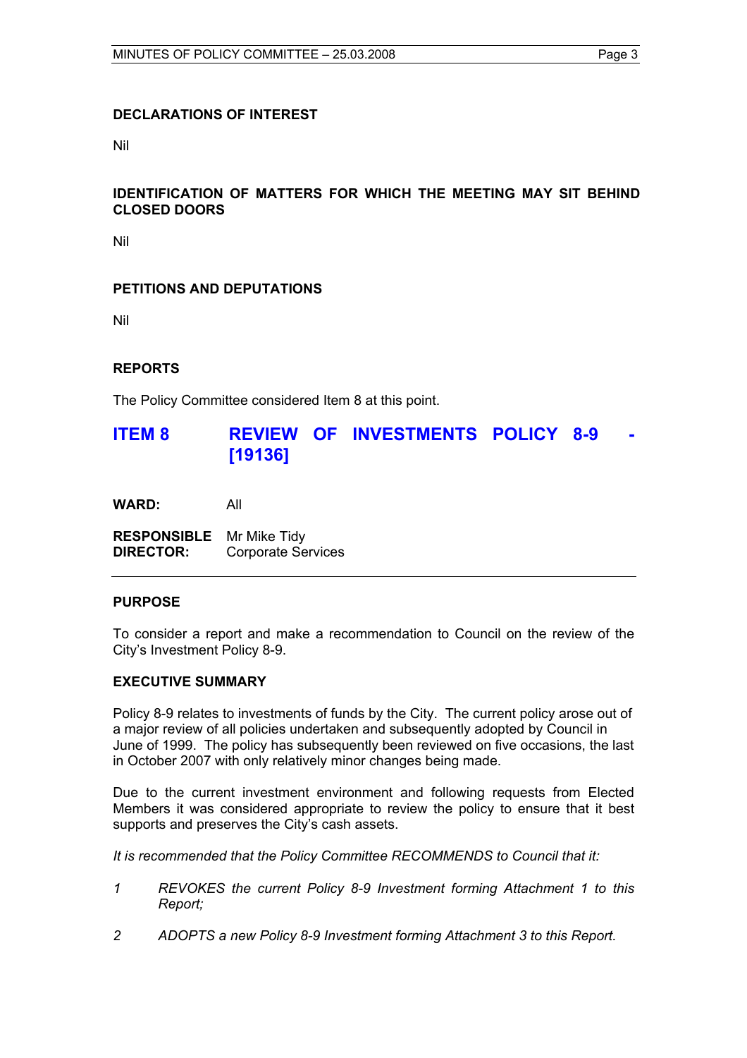**DECLARATIONS OF INTEREST**

Nil

**IDENTIFICATION OF MATTERS FOR WHICH THE MEETING MAY SIT BEHIND CLOSED DOORS**

Nil

**PETITIONS AND DEPUTATIONS**

Nil

**REPORTS**

The Policy Committee considered Item 8 at this point.

## ITEM 8 REVIEW OF INVESTMENTS POLICY 8-9 - [19136]

**WARD:** All

**RESPONSIBLE DIRECTOR:** Mr Mike Tidy
Corporate Services

---

**PURPOSE**

To consider a report and make a recommendation to Council on the review of the City's Investment Policy 8-9.

**EXECUTIVE SUMMARY**

Policy 8-9 relates to investments of funds by the City. The current policy arose out of a major review of all policies undertaken and subsequently adopted by Council in June of 1999. The policy has subsequently been reviewed on five occasions, the last in October 2007 with only relatively minor changes being made.

Due to the current investment environment and following requests from Elected Members it was considered appropriate to review the policy to ensure that it best supports and preserves the City's cash assets.

*It is recommended that the Policy Committee RECOMMENDS to Council that it:*

*1 REVOKES the current Policy 8-9 Investment forming Attachment 1 to this Report;*

*2 ADOPTS a new Policy 8-9 Investment forming Attachment 3 to this Report.*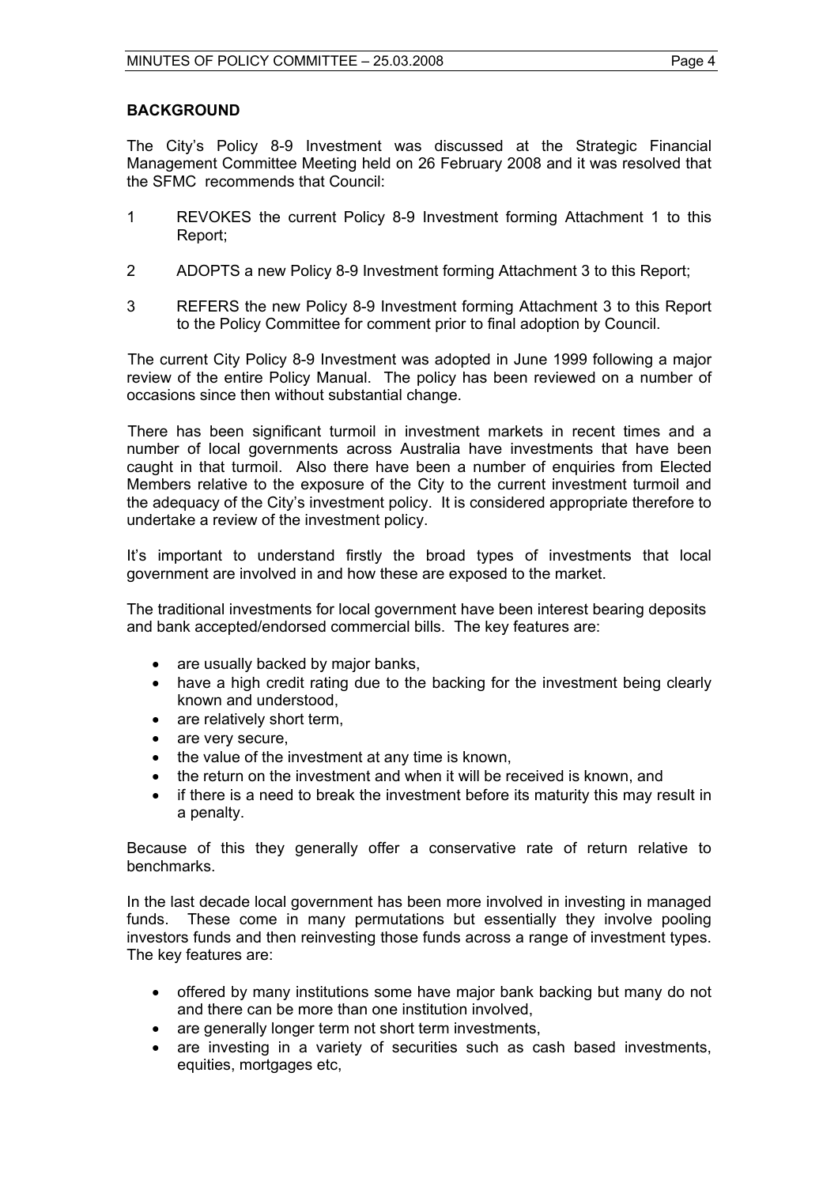## BACKGROUND

The City's Policy 8-9 Investment was discussed at the Strategic Financial Management Committee Meeting held on 26 February 2008 and it was resolved that the SFMC recommends that Council:

1 REVOKES the current Policy 8-9 Investment forming Attachment 1 to this Report;

2 ADOPTS a new Policy 8-9 Investment forming Attachment 3 to this Report;

3 REFERS the new Policy 8-9 Investment forming Attachment 3 to this Report to the Policy Committee for comment prior to final adoption by Council.

The current City Policy 8-9 Investment was adopted in June 1999 following a major review of the entire Policy Manual. The policy has been reviewed on a number of occasions since then without substantial change.

There has been significant turmoil in investment markets in recent times and a number of local governments across Australia have investments that have been caught in that turmoil. Also there have been a number of enquiries from Elected Members relative to the exposure of the City to the current investment turmoil and the adequacy of the City's investment policy. It is considered appropriate therefore to undertake a review of the investment policy.

It's important to understand firstly the broad types of investments that local government are involved in and how these are exposed to the market.

The traditional investments for local government have been interest bearing deposits and bank accepted/endorsed commercial bills. The key features are:

- are usually backed by major banks,
- have a high credit rating due to the backing for the investment being clearly known and understood,
- are relatively short term,
- are very secure,
- the value of the investment at any time is known,
- the return on the investment and when it will be received is known, and
- if there is a need to break the investment before its maturity this may result in a penalty.

Because of this they generally offer a conservative rate of return relative to benchmarks.

In the last decade local government has been more involved in investing in managed funds. These come in many permutations but essentially they involve pooling investors funds and then reinvesting those funds across a range of investment types. The key features are:

- offered by many institutions some have major bank backing but many do not and there can be more than one institution involved,
- are generally longer term not short term investments,
- are investing in a variety of securities such as cash based investments, equities, mortgages etc,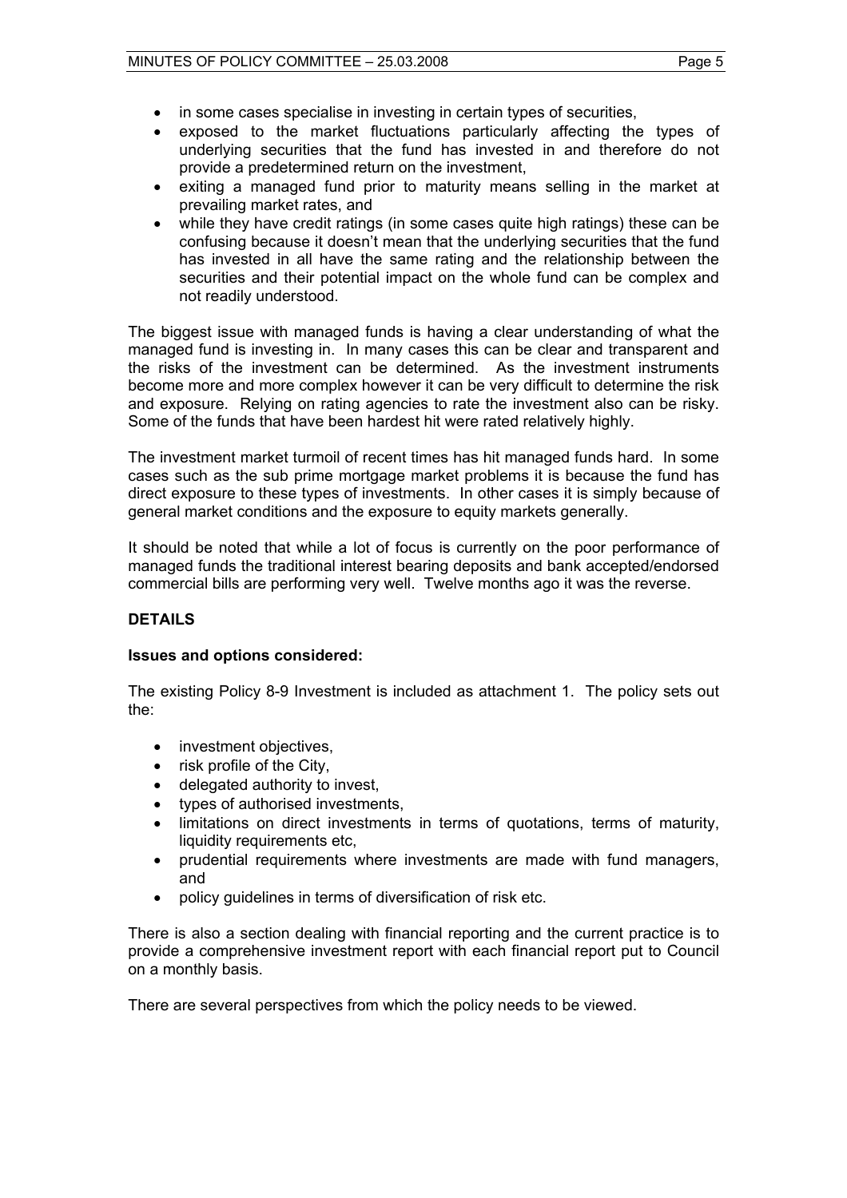- in some cases specialise in investing in certain types of securities,
- exposed to the market fluctuations particularly affecting the types of underlying securities that the fund has invested in and therefore do not provide a predetermined return on the investment,
- exiting a managed fund prior to maturity means selling in the market at prevailing market rates, and
- while they have credit ratings (in some cases quite high ratings) these can be confusing because it doesn't mean that the underlying securities that the fund has invested in all have the same rating and the relationship between the securities and their potential impact on the whole fund can be complex and not readily understood.

The biggest issue with managed funds is having a clear understanding of what the managed fund is investing in. In many cases this can be clear and transparent and the risks of the investment can be determined. As the investment instruments become more and more complex however it can be very difficult to determine the risk and exposure. Relying on rating agencies to rate the investment also can be risky. Some of the funds that have been hardest hit were rated relatively highly.

The investment market turmoil of recent times has hit managed funds hard. In some cases such as the sub prime mortgage market problems it is because the fund has direct exposure to these types of investments. In other cases it is simply because of general market conditions and the exposure to equity markets generally.

It should be noted that while a lot of focus is currently on the poor performance of managed funds the traditional interest bearing deposits and bank accepted/endorsed commercial bills are performing very well. Twelve months ago it was the reverse.

## DETAILS

### Issues and options considered:

The existing Policy 8-9 Investment is included as attachment 1. The policy sets out the:

- investment objectives,
- risk profile of the City,
- delegated authority to invest,
- types of authorised investments,
- limitations on direct investments in terms of quotations, terms of maturity, liquidity requirements etc,
- prudential requirements where investments are made with fund managers, and
- policy guidelines in terms of diversification of risk etc.

There is also a section dealing with financial reporting and the current practice is to provide a comprehensive investment report with each financial report put to Council on a monthly basis.

There are several perspectives from which the policy needs to be viewed.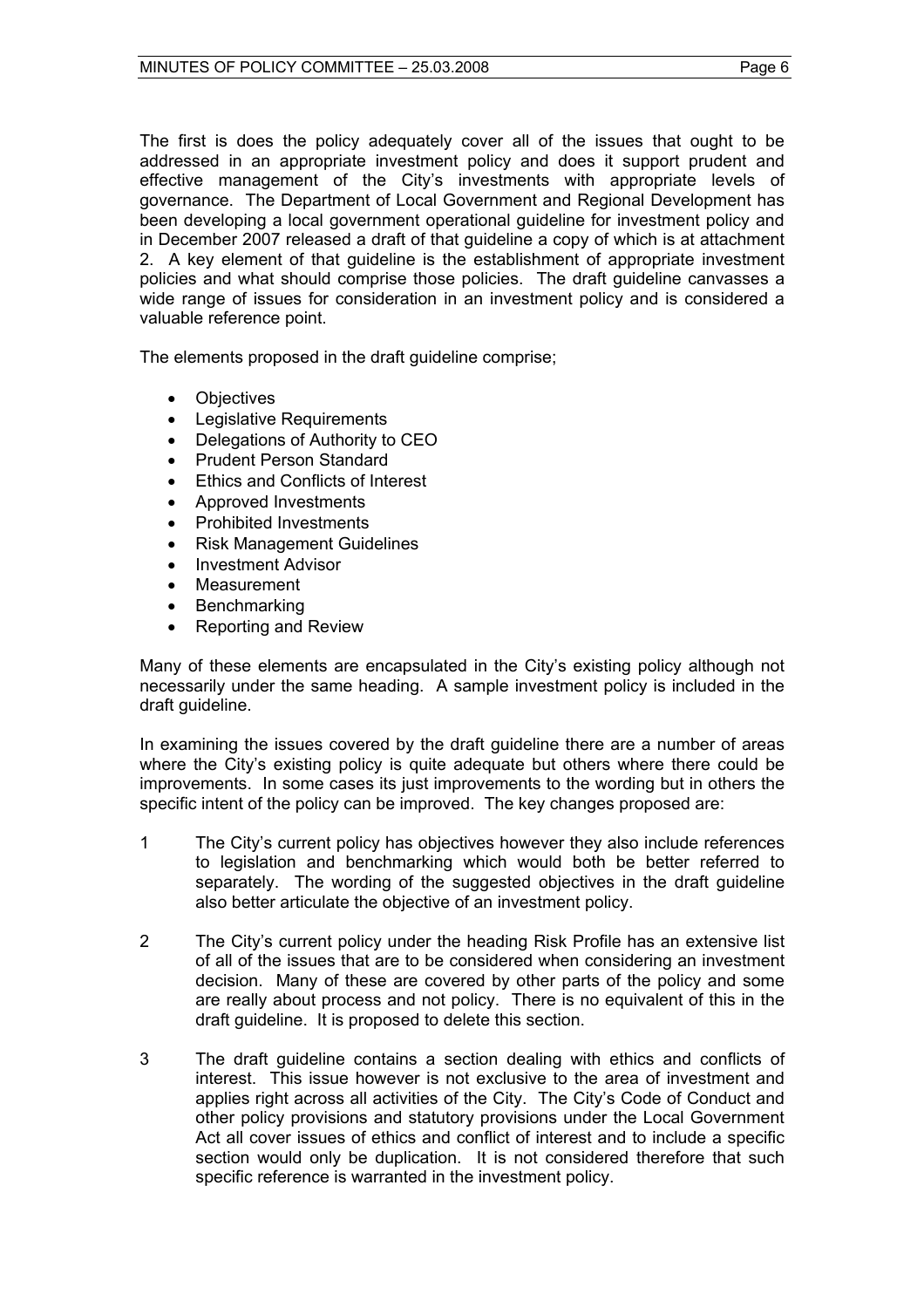The first is does the policy adequately cover all of the issues that ought to be addressed in an appropriate investment policy and does it support prudent and effective management of the City's investments with appropriate levels of governance. The Department of Local Government and Regional Development has been developing a local government operational guideline for investment policy and in December 2007 released a draft of that guideline a copy of which is at attachment 2. A key element of that guideline is the establishment of appropriate investment policies and what should comprise those policies. The draft guideline canvasses a wide range of issues for consideration in an investment policy and is considered a valuable reference point.

The elements proposed in the draft guideline comprise;

- Objectives
- Legislative Requirements
- Delegations of Authority to CEO
- Prudent Person Standard
- Ethics and Conflicts of Interest
- Approved Investments
- Prohibited Investments
- Risk Management Guidelines
- Investment Advisor
- Measurement
- Benchmarking
- Reporting and Review

Many of these elements are encapsulated in the City's existing policy although not necessarily under the same heading. A sample investment policy is included in the draft guideline.

In examining the issues covered by the draft guideline there are a number of areas where the City's existing policy is quite adequate but others where there could be improvements. In some cases its just improvements to the wording but in others the specific intent of the policy can be improved. The key changes proposed are:

1. The City's current policy has objectives however they also include references to legislation and benchmarking which would both be better referred to separately. The wording of the suggested objectives in the draft guideline also better articulate the objective of an investment policy.

2. The City's current policy under the heading Risk Profile has an extensive list of all of the issues that are to be considered when considering an investment decision. Many of these are covered by other parts of the policy and some are really about process and not policy. There is no equivalent of this in the draft guideline. It is proposed to delete this section.

3. The draft guideline contains a section dealing with ethics and conflicts of interest. This issue however is not exclusive to the area of investment and applies right across all activities of the City. The City's Code of Conduct and other policy provisions and statutory provisions under the Local Government Act all cover issues of ethics and conflict of interest and to include a specific section would only be duplication. It is not considered therefore that such specific reference is warranted in the investment policy.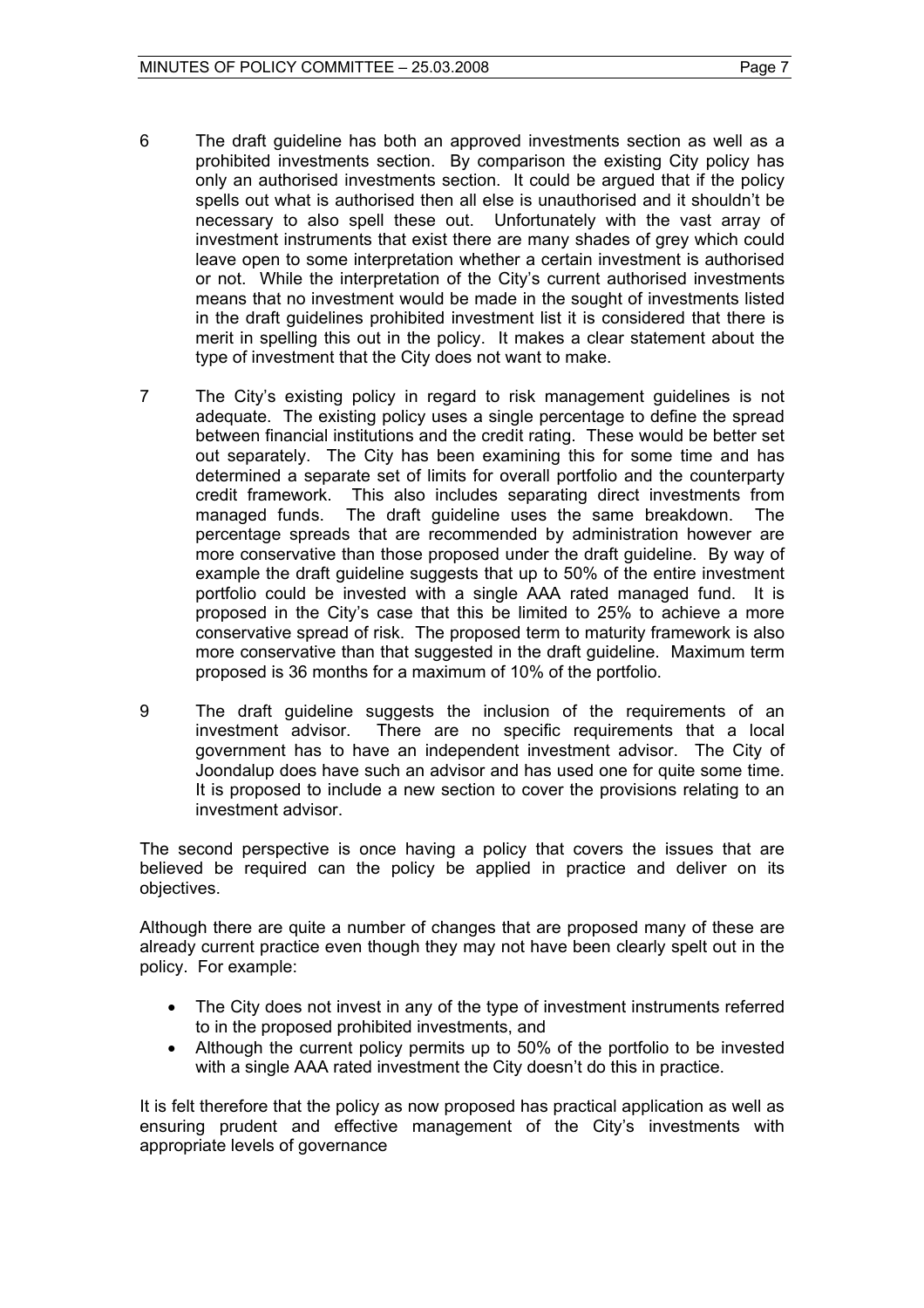6 The draft guideline has both an approved investments section as well as a prohibited investments section. By comparison the existing City policy has only an authorised investments section. It could be argued that if the policy spells out what is authorised then all else is unauthorised and it shouldn't be necessary to also spell these out. Unfortunately with the vast array of investment instruments that exist there are many shades of grey which could leave open to some interpretation whether a certain investment is authorised or not. While the interpretation of the City's current authorised investments means that no investment would be made in the sought of investments listed in the draft guidelines prohibited investment list it is considered that there is merit in spelling this out in the policy. It makes a clear statement about the type of investment that the City does not want to make.

7 The City's existing policy in regard to risk management guidelines is not adequate. The existing policy uses a single percentage to define the spread between financial institutions and the credit rating. These would be better set out separately. The City has been examining this for some time and has determined a separate set of limits for overall portfolio and the counterparty credit framework. This also includes separating direct investments from managed funds. The draft guideline uses the same breakdown. The percentage spreads that are recommended by administration however are more conservative than those proposed under the draft guideline. By way of example the draft guideline suggests that up to 50% of the entire investment portfolio could be invested with a single AAA rated managed fund. It is proposed in the City's case that this be limited to 25% to achieve a more conservative spread of risk. The proposed term to maturity framework is also more conservative than that suggested in the draft guideline. Maximum term proposed is 36 months for a maximum of 10% of the portfolio.

9 The draft guideline suggests the inclusion of the requirements of an investment advisor. There are no specific requirements that a local government has to have an independent investment advisor. The City of Joondalup does have such an advisor and has used one for quite some time. It is proposed to include a new section to cover the provisions relating to an investment advisor.

The second perspective is once having a policy that covers the issues that are believed be required can the policy be applied in practice and deliver on its objectives.

Although there are quite a number of changes that are proposed many of these are already current practice even though they may not have been clearly spelt out in the policy. For example:

- The City does not invest in any of the type of investment instruments referred to in the proposed prohibited investments, and
- Although the current policy permits up to 50% of the portfolio to be invested with a single AAA rated investment the City doesn't do this in practice.

It is felt therefore that the policy as now proposed has practical application as well as ensuring prudent and effective management of the City's investments with appropriate levels of governance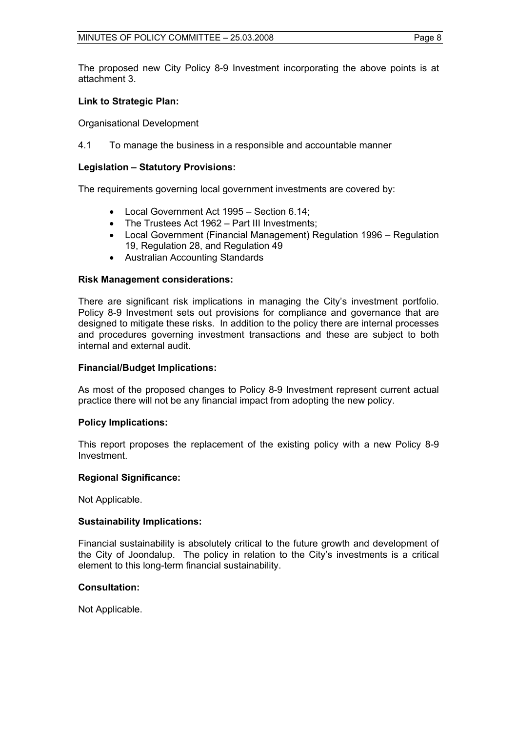The proposed new City Policy 8-9 Investment incorporating the above points is at attachment 3.

**Link to Strategic Plan:**

Organisational Development

4.1 To manage the business in a responsible and accountable manner

**Legislation – Statutory Provisions:**

The requirements governing local government investments are covered by:

- Local Government Act 1995 – Section 6.14;
- The Trustees Act 1962 – Part III Investments;
- Local Government (Financial Management) Regulation 1996 – Regulation 19, Regulation 28, and Regulation 49
- Australian Accounting Standards

**Risk Management considerations:**

There are significant risk implications in managing the City's investment portfolio. Policy 8-9 Investment sets out provisions for compliance and governance that are designed to mitigate these risks. In addition to the policy there are internal processes and procedures governing investment transactions and these are subject to both internal and external audit.

**Financial/Budget Implications:**

As most of the proposed changes to Policy 8-9 Investment represent current actual practice there will not be any financial impact from adopting the new policy.

**Policy Implications:**

This report proposes the replacement of the existing policy with a new Policy 8-9 Investment.

**Regional Significance:**

Not Applicable.

**Sustainability Implications:**

Financial sustainability is absolutely critical to the future growth and development of the City of Joondalup. The policy in relation to the City's investments is a critical element to this long-term financial sustainability.

**Consultation:**

Not Applicable.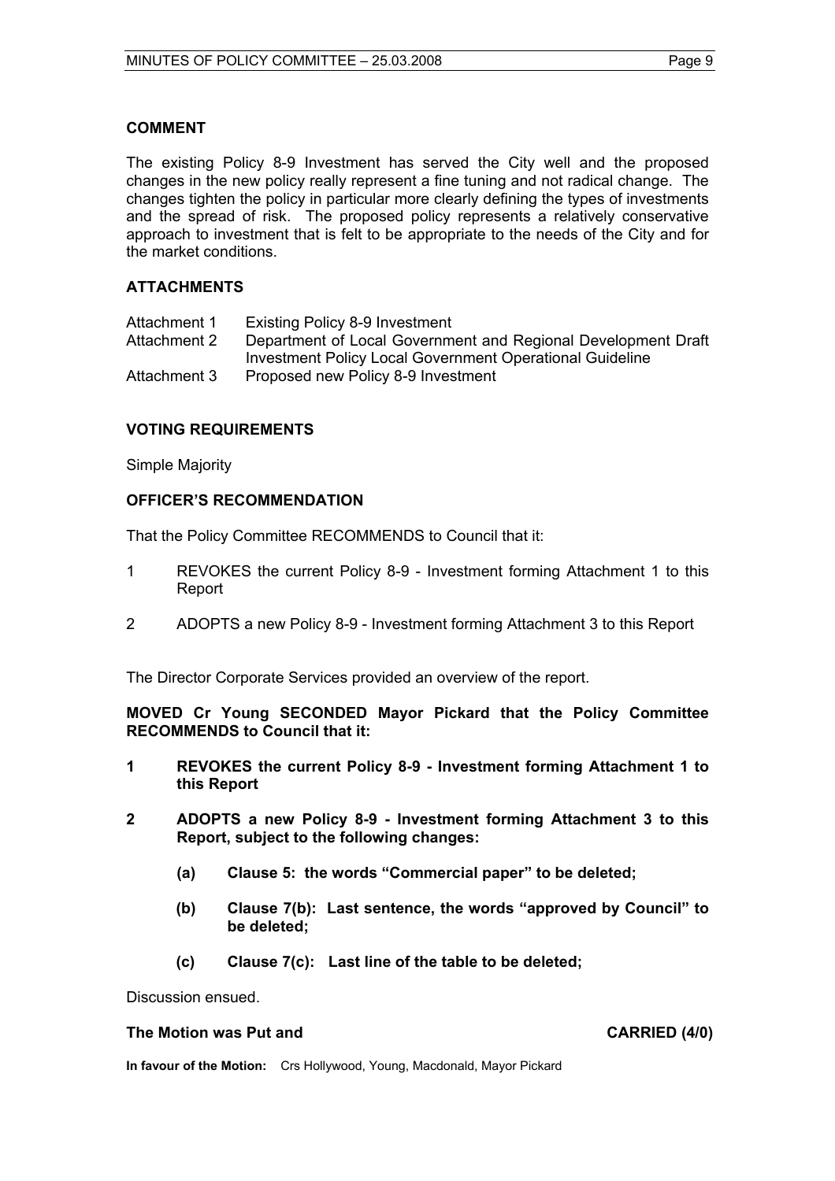## COMMENT

The existing Policy 8-9 Investment has served the City well and the proposed changes in the new policy really represent a fine tuning and not radical change. The changes tighten the policy in particular more clearly defining the types of investments and the spread of risk. The proposed policy represents a relatively conservative approach to investment that is felt to be appropriate to the needs of the City and for the market conditions.

## ATTACHMENTS

| | |
|---|---|
| Attachment 1 | Existing Policy 8-9 Investment |
| Attachment 2 | Department of Local Government and Regional Development Draft Investment Policy Local Government Operational Guideline |
| Attachment 3 | Proposed new Policy 8-9 Investment |

## VOTING REQUIREMENTS

Simple Majority

## OFFICER'S RECOMMENDATION

That the Policy Committee RECOMMENDS to Council that it:

1 REVOKES the current Policy 8-9 - Investment forming Attachment 1 to this Report

2 ADOPTS a new Policy 8-9 - Investment forming Attachment 3 to this Report

The Director Corporate Services provided an overview of the report.

**MOVED Cr Young SECONDED Mayor Pickard that the Policy Committee RECOMMENDS to Council that it:**

**1 REVOKES the current Policy 8-9 - Investment forming Attachment 1 to this Report**

**2 ADOPTS a new Policy 8-9 - Investment forming Attachment 3 to this Report, subject to the following changes:**

**(a) Clause 5: the words "Commercial paper" to be deleted;**

**(b) Clause 7(b): Last sentence, the words "approved by Council" to be deleted;**

**(c) Clause 7(c): Last line of the table to be deleted;**

Discussion ensued.

**The Motion was Put and CARRIED (4/0)**

**In favour of the Motion:** Crs Hollywood, Young, Macdonald, Mayor Pickard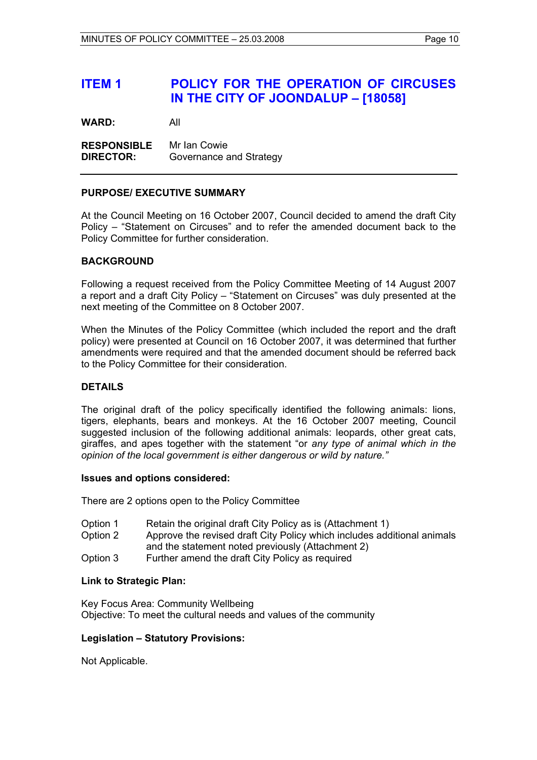# ITEM 1 POLICY FOR THE OPERATION OF CIRCUSES IN THE CITY OF JOONDALUP – [18058]

**WARD:** All

**RESPONSIBLE DIRECTOR:** Mr Ian Cowie
Governance and Strategy

---

### PURPOSE/ EXECUTIVE SUMMARY

At the Council Meeting on 16 October 2007, Council decided to amend the draft City Policy – "Statement on Circuses" and to refer the amended document back to the Policy Committee for further consideration.

### BACKGROUND

Following a request received from the Policy Committee Meeting of 14 August 2007 a report and a draft City Policy – "Statement on Circuses" was duly presented at the next meeting of the Committee on 8 October 2007.

When the Minutes of the Policy Committee (which included the report and the draft policy) were presented at Council on 16 October 2007, it was determined that further amendments were required and that the amended document should be referred back to the Policy Committee for their consideration.

### DETAILS

The original draft of the policy specifically identified the following animals: lions, tigers, elephants, bears and monkeys. At the 16 October 2007 meeting, Council suggested inclusion of the following additional animals: leopards, other great cats, giraffes, and apes together with the statement "or *any type of animal which in the opinion of the local government is either dangerous or wild by nature."*

#### Issues and options considered:

There are 2 options open to the Policy Committee

Option 1 Retain the original draft City Policy as is (Attachment 1)
Option 2 Approve the revised draft City Policy which includes additional animals and the statement noted previously (Attachment 2)
Option 3 Further amend the draft City Policy as required

#### Link to Strategic Plan:

Key Focus Area: Community Wellbeing
Objective: To meet the cultural needs and values of the community

#### Legislation – Statutory Provisions:

Not Applicable.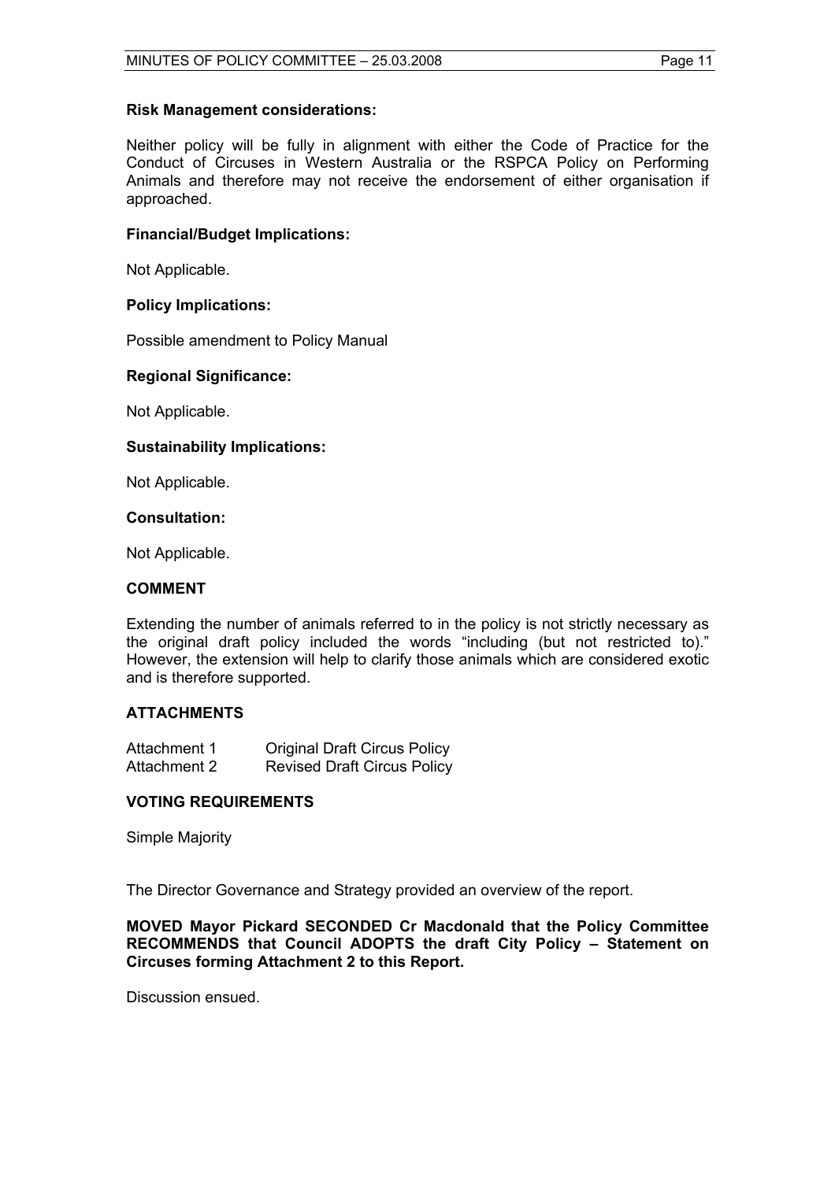**Risk Management considerations:**

Neither policy will be fully in alignment with either the Code of Practice for the Conduct of Circuses in Western Australia or the RSPCA Policy on Performing Animals and therefore may not receive the endorsement of either organisation if approached.

**Financial/Budget Implications:**

Not Applicable.

**Policy Implications:**

Possible amendment to Policy Manual

**Regional Significance:**

Not Applicable.

**Sustainability Implications:**

Not Applicable.

**Consultation:**

Not Applicable.

## COMMENT

Extending the number of animals referred to in the policy is not strictly necessary as the original draft policy included the words "including (but not restricted to)." However, the extension will help to clarify those animals which are considered exotic and is therefore supported.

## ATTACHMENTS

| | |
|---|---|
| Attachment 1 | Original Draft Circus Policy |
| Attachment 2 | Revised Draft Circus Policy |

## VOTING REQUIREMENTS

Simple Majority

The Director Governance and Strategy provided an overview of the report.

**MOVED Mayor Pickard SECONDED Cr Macdonald that the Policy Committee RECOMMENDS that Council ADOPTS the draft City Policy – Statement on Circuses forming Attachment 2 to this Report.**

Discussion ensued.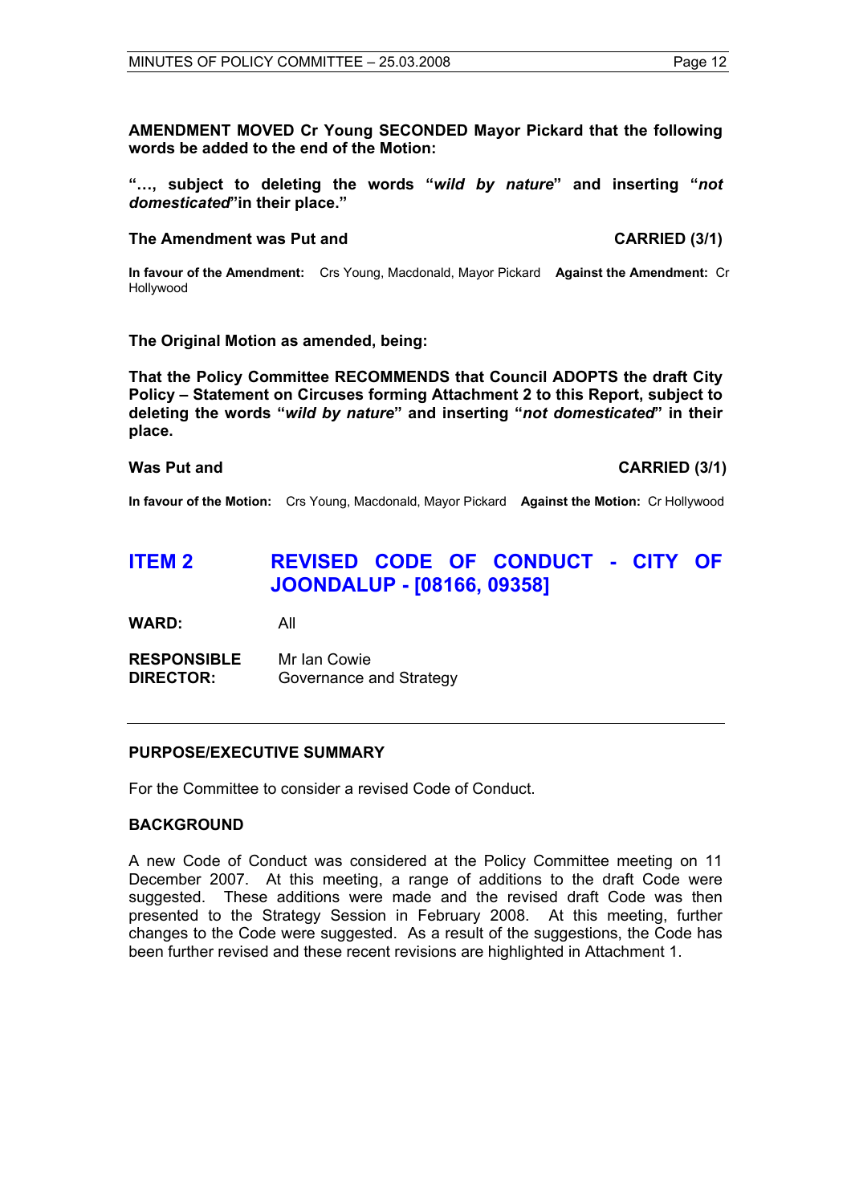**AMENDMENT MOVED Cr Young SECONDED Mayor Pickard that the following words be added to the end of the Motion:**

**"…, subject to deleting the words "*wild by nature*" and inserting "*not domesticated*"in their place."**

**The Amendment was Put and** **CARRIED (3/1)**

**In favour of the Amendment:** Crs Young, Macdonald, Mayor Pickard **Against the Amendment:** Cr Hollywood

**The Original Motion as amended, being:**

**That the Policy Committee RECOMMENDS that Council ADOPTS the draft City Policy – Statement on Circuses forming Attachment 2 to this Report, subject to deleting the words "*wild by nature*" and inserting "*not domesticated*" in their place.**

**Was Put and** **CARRIED (3/1)**

**In favour of the Motion:** Crs Young, Macdonald, Mayor Pickard **Against the Motion:** Cr Hollywood

## ITEM 2 REVISED CODE OF CONDUCT - CITY OF JOONDALUP - [08166, 09358]

**WARD:** All

**RESPONSIBLE DIRECTOR:** Mr Ian Cowie
Governance and Strategy

---

### PURPOSE/EXECUTIVE SUMMARY

For the Committee to consider a revised Code of Conduct.

### BACKGROUND

A new Code of Conduct was considered at the Policy Committee meeting on 11 December 2007. At this meeting, a range of additions to the draft Code were suggested. These additions were made and the revised draft Code was then presented to the Strategy Session in February 2008. At this meeting, further changes to the Code were suggested. As a result of the suggestions, the Code has been further revised and these recent revisions are highlighted in Attachment 1.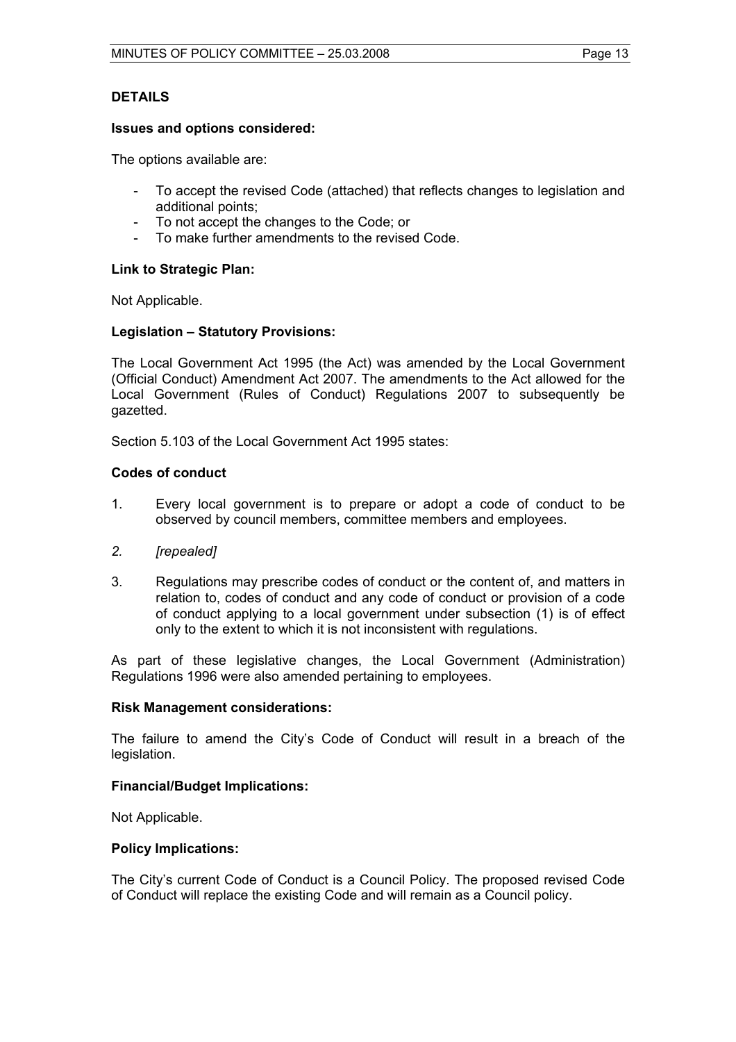## DETAILS

**Issues and options considered:**

The options available are:

- To accept the revised Code (attached) that reflects changes to legislation and additional points;
- To not accept the changes to the Code; or
- To make further amendments to the revised Code.

**Link to Strategic Plan:**

Not Applicable.

**Legislation – Statutory Provisions:**

The Local Government Act 1995 (the Act) was amended by the Local Government (Official Conduct) Amendment Act 2007. The amendments to the Act allowed for the Local Government (Rules of Conduct) Regulations 2007 to subsequently be gazetted.

Section 5.103 of the Local Government Act 1995 states:

**Codes of conduct**

1. Every local government is to prepare or adopt a code of conduct to be observed by council members, committee members and employees.

2. *[repealed]*

3. Regulations may prescribe codes of conduct or the content of, and matters in relation to, codes of conduct and any code of conduct or provision of a code of conduct applying to a local government under subsection (1) is of effect only to the extent to which it is not inconsistent with regulations.

As part of these legislative changes, the Local Government (Administration) Regulations 1996 were also amended pertaining to employees.

**Risk Management considerations:**

The failure to amend the City's Code of Conduct will result in a breach of the legislation.

**Financial/Budget Implications:**

Not Applicable.

**Policy Implications:**

The City's current Code of Conduct is a Council Policy. The proposed revised Code of Conduct will replace the existing Code and will remain as a Council policy.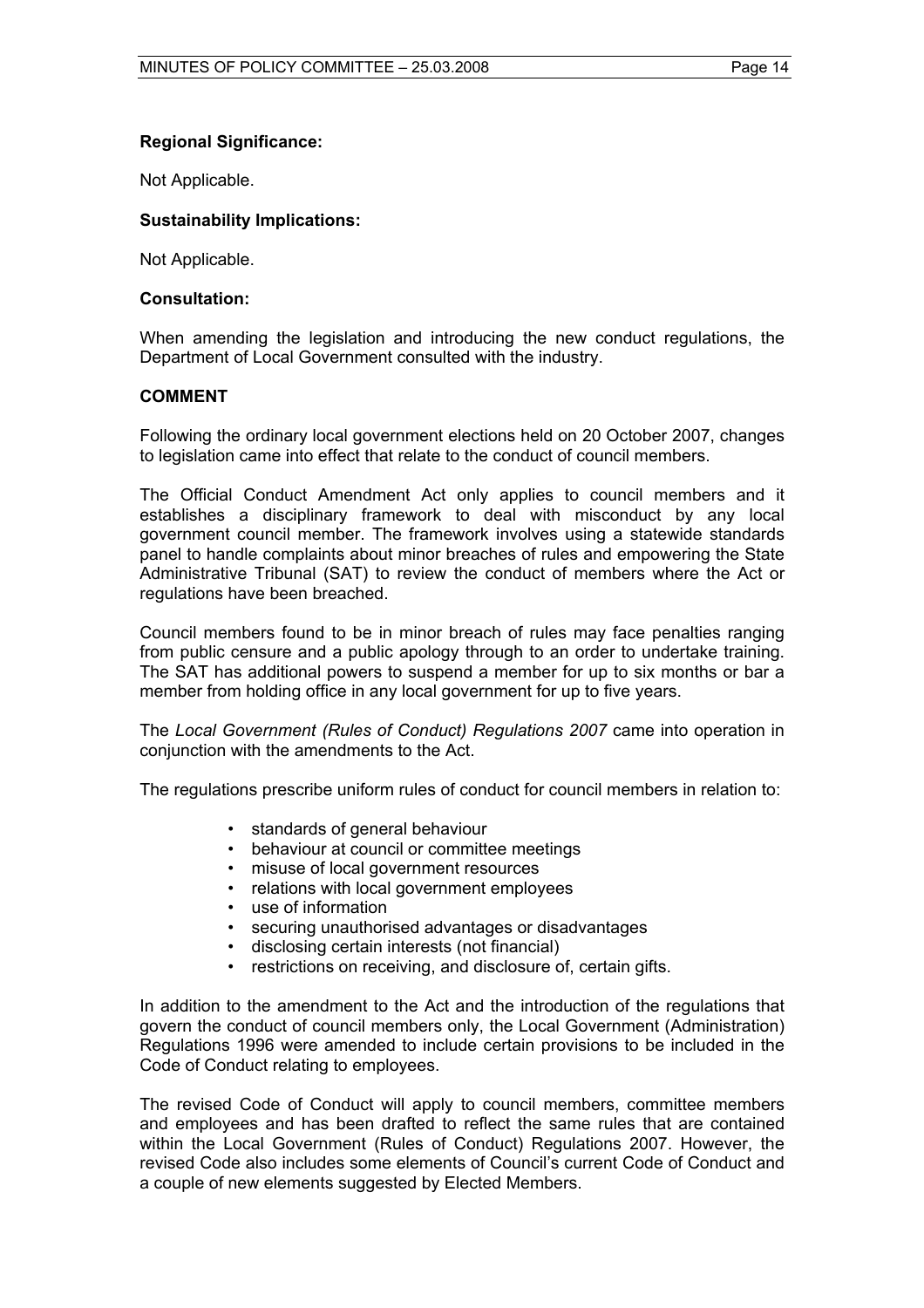**Regional Significance:**

Not Applicable.

**Sustainability Implications:**

Not Applicable.

**Consultation:**

When amending the legislation and introducing the new conduct regulations, the Department of Local Government consulted with the industry.

**COMMENT**

Following the ordinary local government elections held on 20 October 2007, changes to legislation came into effect that relate to the conduct of council members.

The Official Conduct Amendment Act only applies to council members and it establishes a disciplinary framework to deal with misconduct by any local government council member. The framework involves using a statewide standards panel to handle complaints about minor breaches of rules and empowering the State Administrative Tribunal (SAT) to review the conduct of members where the Act or regulations have been breached.

Council members found to be in minor breach of rules may face penalties ranging from public censure and a public apology through to an order to undertake training. The SAT has additional powers to suspend a member for up to six months or bar a member from holding office in any local government for up to five years.

The *Local Government (Rules of Conduct) Regulations 2007* came into operation in conjunction with the amendments to the Act.

The regulations prescribe uniform rules of conduct for council members in relation to:

- standards of general behaviour
- behaviour at council or committee meetings
- misuse of local government resources
- relations with local government employees
- use of information
- securing unauthorised advantages or disadvantages
- disclosing certain interests (not financial)
- restrictions on receiving, and disclosure of, certain gifts.

In addition to the amendment to the Act and the introduction of the regulations that govern the conduct of council members only, the Local Government (Administration) Regulations 1996 were amended to include certain provisions to be included in the Code of Conduct relating to employees.

The revised Code of Conduct will apply to council members, committee members and employees and has been drafted to reflect the same rules that are contained within the Local Government (Rules of Conduct) Regulations 2007. However, the revised Code also includes some elements of Council's current Code of Conduct and a couple of new elements suggested by Elected Members.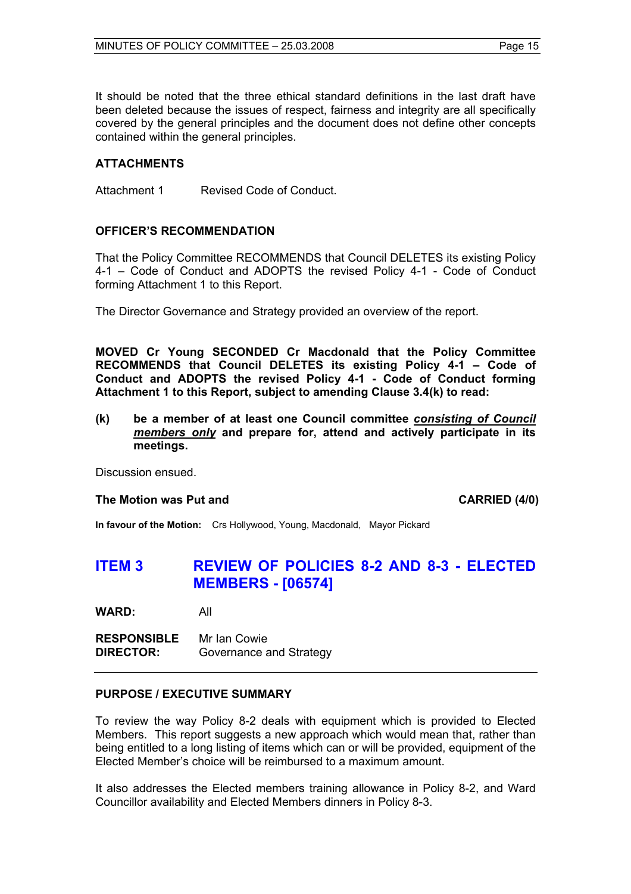It should be noted that the three ethical standard definitions in the last draft have been deleted because the issues of respect, fairness and integrity are all specifically covered by the general principles and the document does not define other concepts contained within the general principles.

### ATTACHMENTS

Attachment 1 Revised Code of Conduct.

### OFFICER'S RECOMMENDATION

That the Policy Committee RECOMMENDS that Council DELETES its existing Policy 4-1 – Code of Conduct and ADOPTS the revised Policy 4-1 - Code of Conduct forming Attachment 1 to this Report.

The Director Governance and Strategy provided an overview of the report.

**MOVED Cr Young SECONDED Cr Macdonald that the Policy Committee RECOMMENDS that Council DELETES its existing Policy 4-1 – Code of Conduct and ADOPTS the revised Policy 4-1 - Code of Conduct forming Attachment 1 to this Report, subject to amending Clause 3.4(k) to read:**

**(k) be a member of at least one Council committee *consisting of Council members only* and prepare for, attend and actively participate in its meetings.**

Discussion ensued.

**The Motion was Put and CARRIED (4/0)**

**In favour of the Motion:** Crs Hollywood, Young, Macdonald, Mayor Pickard

## ITEM 3 REVIEW OF POLICIES 8-2 AND 8-3 - ELECTED MEMBERS - [06574]

**WARD:** All

**RESPONSIBLE DIRECTOR:** Mr Ian Cowie, Governance and Strategy

### PURPOSE / EXECUTIVE SUMMARY

To review the way Policy 8-2 deals with equipment which is provided to Elected Members. This report suggests a new approach which would mean that, rather than being entitled to a long listing of items which can or will be provided, equipment of the Elected Member's choice will be reimbursed to a maximum amount.

It also addresses the Elected members training allowance in Policy 8-2, and Ward Councillor availability and Elected Members dinners in Policy 8-3.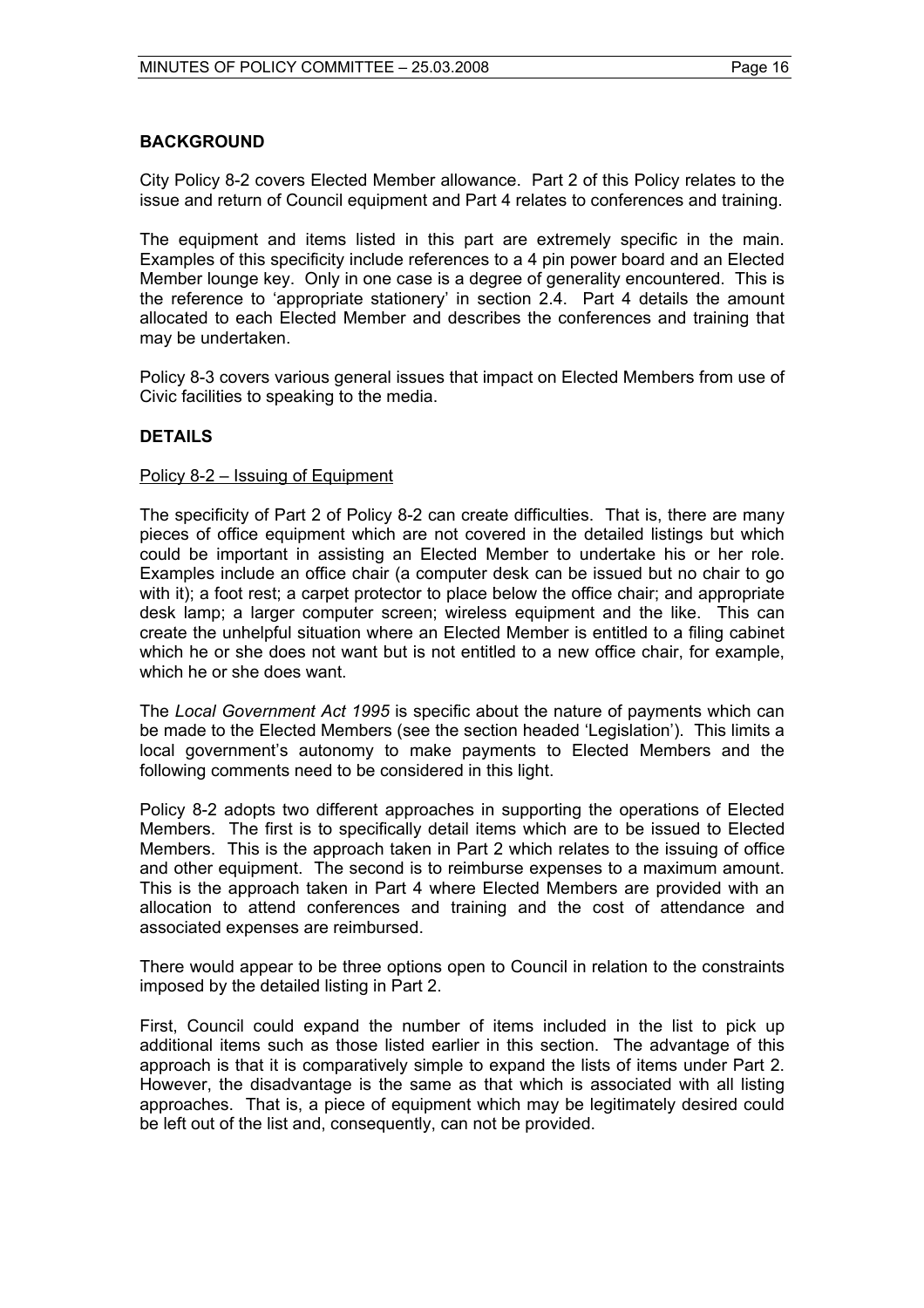## BACKGROUND

City Policy 8-2 covers Elected Member allowance. Part 2 of this Policy relates to the issue and return of Council equipment and Part 4 relates to conferences and training.

The equipment and items listed in this part are extremely specific in the main. Examples of this specificity include references to a 4 pin power board and an Elected Member lounge key. Only in one case is a degree of generality encountered. This is the reference to 'appropriate stationery' in section 2.4. Part 4 details the amount allocated to each Elected Member and describes the conferences and training that may be undertaken.

Policy 8-3 covers various general issues that impact on Elected Members from use of Civic facilities to speaking to the media.

## DETAILS

Policy 8-2 – Issuing of Equipment

The specificity of Part 2 of Policy 8-2 can create difficulties. That is, there are many pieces of office equipment which are not covered in the detailed listings but which could be important in assisting an Elected Member to undertake his or her role. Examples include an office chair (a computer desk can be issued but no chair to go with it); a foot rest; a carpet protector to place below the office chair; and appropriate desk lamp; a larger computer screen; wireless equipment and the like. This can create the unhelpful situation where an Elected Member is entitled to a filing cabinet which he or she does not want but is not entitled to a new office chair, for example, which he or she does want.

The *Local Government Act 1995* is specific about the nature of payments which can be made to the Elected Members (see the section headed 'Legislation'). This limits a local government's autonomy to make payments to Elected Members and the following comments need to be considered in this light.

Policy 8-2 adopts two different approaches in supporting the operations of Elected Members. The first is to specifically detail items which are to be issued to Elected Members. This is the approach taken in Part 2 which relates to the issuing of office and other equipment. The second is to reimburse expenses to a maximum amount. This is the approach taken in Part 4 where Elected Members are provided with an allocation to attend conferences and training and the cost of attendance and associated expenses are reimbursed.

There would appear to be three options open to Council in relation to the constraints imposed by the detailed listing in Part 2.

First, Council could expand the number of items included in the list to pick up additional items such as those listed earlier in this section. The advantage of this approach is that it is comparatively simple to expand the lists of items under Part 2. However, the disadvantage is the same as that which is associated with all listing approaches. That is, a piece of equipment which may be legitimately desired could be left out of the list and, consequently, can not be provided.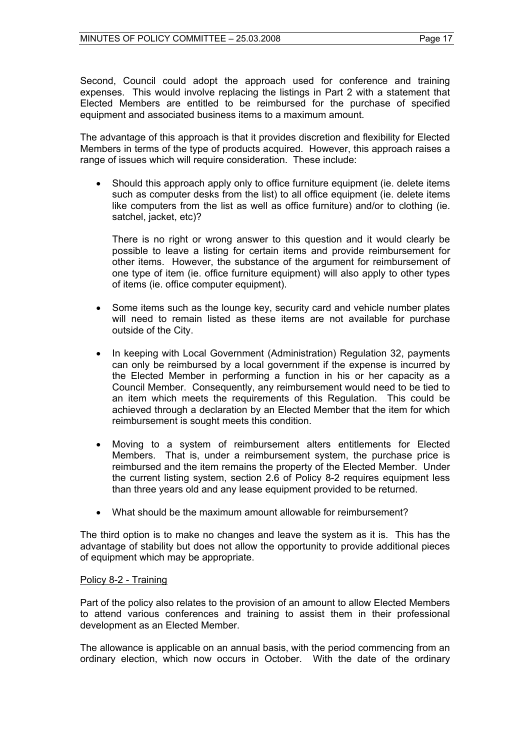Second, Council could adopt the approach used for conference and training expenses. This would involve replacing the listings in Part 2 with a statement that Elected Members are entitled to be reimbursed for the purchase of specified equipment and associated business items to a maximum amount.

The advantage of this approach is that it provides discretion and flexibility for Elected Members in terms of the type of products acquired. However, this approach raises a range of issues which will require consideration. These include:

- Should this approach apply only to office furniture equipment (ie. delete items such as computer desks from the list) to all office equipment (ie. delete items like computers from the list as well as office furniture) and/or to clothing (ie. satchel, jacket, etc)?

  There is no right or wrong answer to this question and it would clearly be possible to leave a listing for certain items and provide reimbursement for other items. However, the substance of the argument for reimbursement of one type of item (ie. office furniture equipment) will also apply to other types of items (ie. office computer equipment).

- Some items such as the lounge key, security card and vehicle number plates will need to remain listed as these items are not available for purchase outside of the City.

- In keeping with Local Government (Administration) Regulation 32, payments can only be reimbursed by a local government if the expense is incurred by the Elected Member in performing a function in his or her capacity as a Council Member. Consequently, any reimbursement would need to be tied to an item which meets the requirements of this Regulation. This could be achieved through a declaration by an Elected Member that the item for which reimbursement is sought meets this condition.

- Moving to a system of reimbursement alters entitlements for Elected Members. That is, under a reimbursement system, the purchase price is reimbursed and the item remains the property of the Elected Member. Under the current listing system, section 2.6 of Policy 8-2 requires equipment less than three years old and any lease equipment provided to be returned.

- What should be the maximum amount allowable for reimbursement?

The third option is to make no changes and leave the system as it is. This has the advantage of stability but does not allow the opportunity to provide additional pieces of equipment which may be appropriate.

<u>Policy 8-2 - Training</u>

Part of the policy also relates to the provision of an amount to allow Elected Members to attend various conferences and training to assist them in their professional development as an Elected Member.

The allowance is applicable on an annual basis, with the period commencing from an ordinary election, which now occurs in October. With the date of the ordinary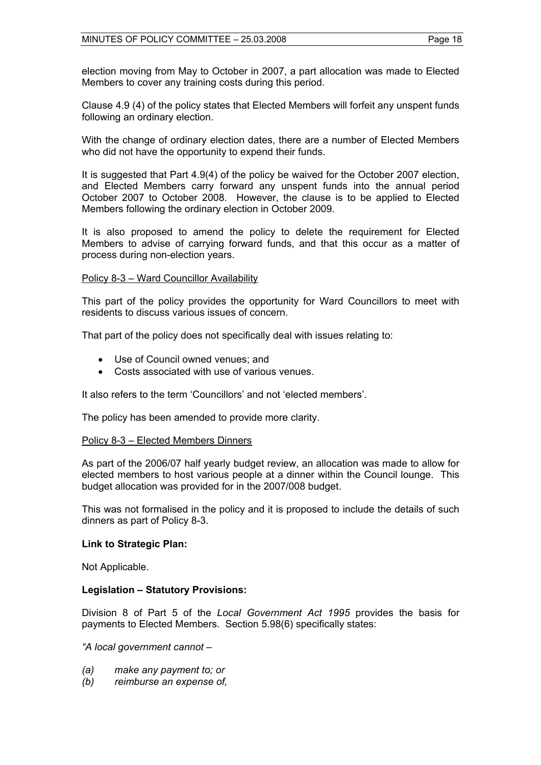election moving from May to October in 2007, a part allocation was made to Elected Members to cover any training costs during this period.

Clause 4.9 (4) of the policy states that Elected Members will forfeit any unspent funds following an ordinary election.

With the change of ordinary election dates, there are a number of Elected Members who did not have the opportunity to expend their funds.

It is suggested that Part 4.9(4) of the policy be waived for the October 2007 election, and Elected Members carry forward any unspent funds into the annual period October 2007 to October 2008. However, the clause is to be applied to Elected Members following the ordinary election in October 2009.

It is also proposed to amend the policy to delete the requirement for Elected Members to advise of carrying forward funds, and that this occur as a matter of process during non-election years.

Policy 8-3 – Ward Councillor Availability

This part of the policy provides the opportunity for Ward Councillors to meet with residents to discuss various issues of concern.

That part of the policy does not specifically deal with issues relating to:

- Use of Council owned venues; and
- Costs associated with use of various venues.

It also refers to the term 'Councillors' and not 'elected members'.

The policy has been amended to provide more clarity.

Policy 8-3 – Elected Members Dinners

As part of the 2006/07 half yearly budget review, an allocation was made to allow for elected members to host various people at a dinner within the Council lounge. This budget allocation was provided for in the 2007/008 budget.

This was not formalised in the policy and it is proposed to include the details of such dinners as part of Policy 8-3.

**Link to Strategic Plan:**

Not Applicable.

**Legislation – Statutory Provisions:**

Division 8 of Part 5 of the *Local Government Act 1995* provides the basis for payments to Elected Members. Section 5.98(6) specifically states:

*"A local government cannot –*

*(a) make any payment to; or*
*(b) reimburse an expense of,*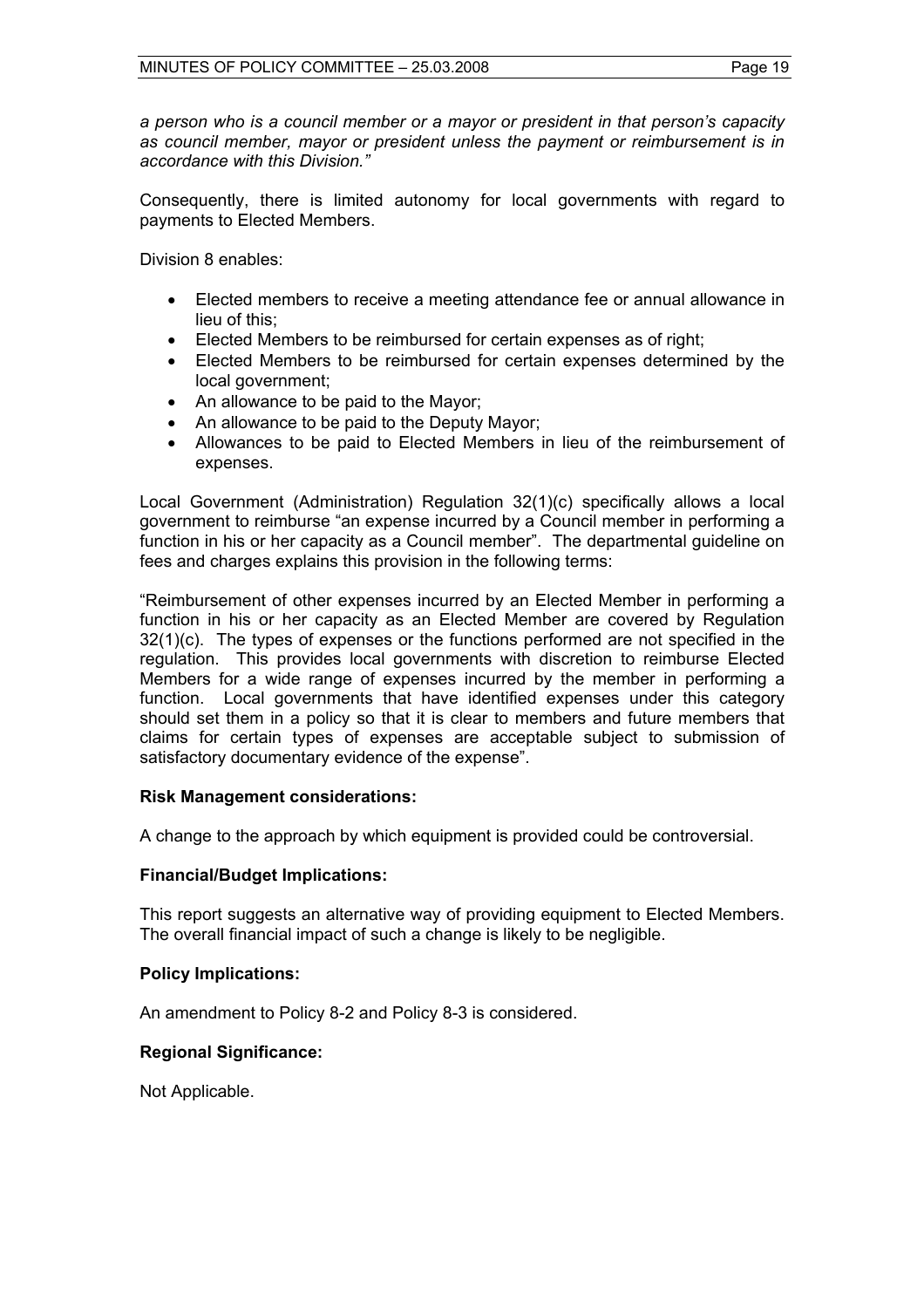*a person who is a council member or a mayor or president in that person's capacity as council member, mayor or president unless the payment or reimbursement is in accordance with this Division."*

Consequently, there is limited autonomy for local governments with regard to payments to Elected Members.

Division 8 enables:

- Elected members to receive a meeting attendance fee or annual allowance in lieu of this;
- Elected Members to be reimbursed for certain expenses as of right;
- Elected Members to be reimbursed for certain expenses determined by the local government;
- An allowance to be paid to the Mayor;
- An allowance to be paid to the Deputy Mayor;
- Allowances to be paid to Elected Members in lieu of the reimbursement of expenses.

Local Government (Administration) Regulation 32(1)(c) specifically allows a local government to reimburse "an expense incurred by a Council member in performing a function in his or her capacity as a Council member". The departmental guideline on fees and charges explains this provision in the following terms:

"Reimbursement of other expenses incurred by an Elected Member in performing a function in his or her capacity as an Elected Member are covered by Regulation 32(1)(c). The types of expenses or the functions performed are not specified in the regulation. This provides local governments with discretion to reimburse Elected Members for a wide range of expenses incurred by the member in performing a function. Local governments that have identified expenses under this category should set them in a policy so that it is clear to members and future members that claims for certain types of expenses are acceptable subject to submission of satisfactory documentary evidence of the expense".

**Risk Management considerations:**

A change to the approach by which equipment is provided could be controversial.

**Financial/Budget Implications:**

This report suggests an alternative way of providing equipment to Elected Members. The overall financial impact of such a change is likely to be negligible.

**Policy Implications:**

An amendment to Policy 8-2 and Policy 8-3 is considered.

**Regional Significance:**

Not Applicable.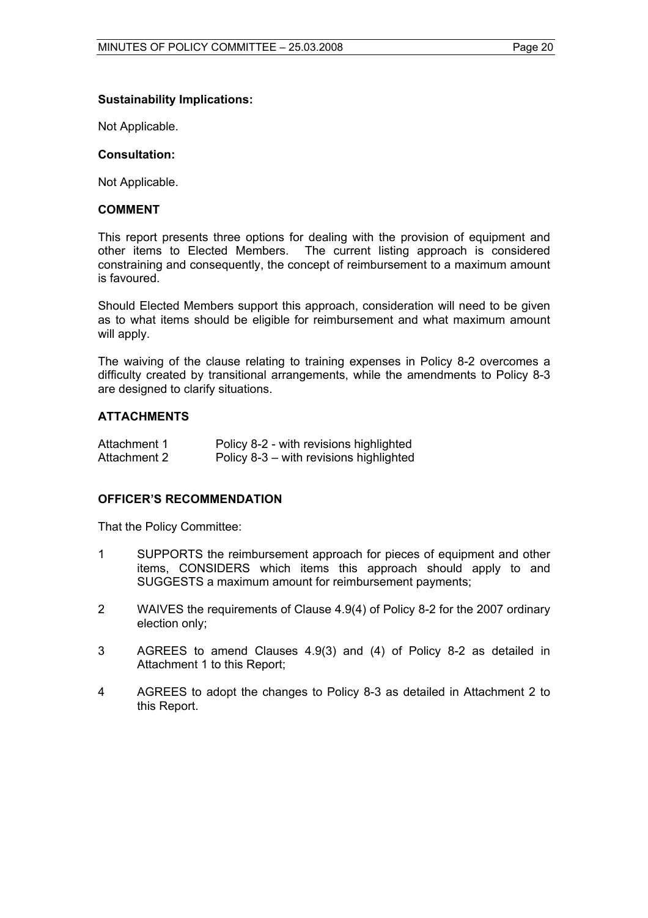### Sustainability Implications:

Not Applicable.

### Consultation:

Not Applicable.

## COMMENT

This report presents three options for dealing with the provision of equipment and other items to Elected Members. The current listing approach is considered constraining and consequently, the concept of reimbursement to a maximum amount is favoured.

Should Elected Members support this approach, consideration will need to be given as to what items should be eligible for reimbursement and what maximum amount will apply.

The waiving of the clause relating to training expenses in Policy 8-2 overcomes a difficulty created by transitional arrangements, while the amendments to Policy 8-3 are designed to clarify situations.

## ATTACHMENTS

| | |
|---|---|
| Attachment 1 | Policy 8-2 - with revisions highlighted |
| Attachment 2 | Policy 8-3 – with revisions highlighted |

## OFFICER'S RECOMMENDATION

That the Policy Committee:

1. SUPPORTS the reimbursement approach for pieces of equipment and other items, CONSIDERS which items this approach should apply to and SUGGESTS a maximum amount for reimbursement payments;

2. WAIVES the requirements of Clause 4.9(4) of Policy 8-2 for the 2007 ordinary election only;

3. AGREES to amend Clauses 4.9(3) and (4) of Policy 8-2 as detailed in Attachment 1 to this Report;

4. AGREES to adopt the changes to Policy 8-3 as detailed in Attachment 2 to this Report.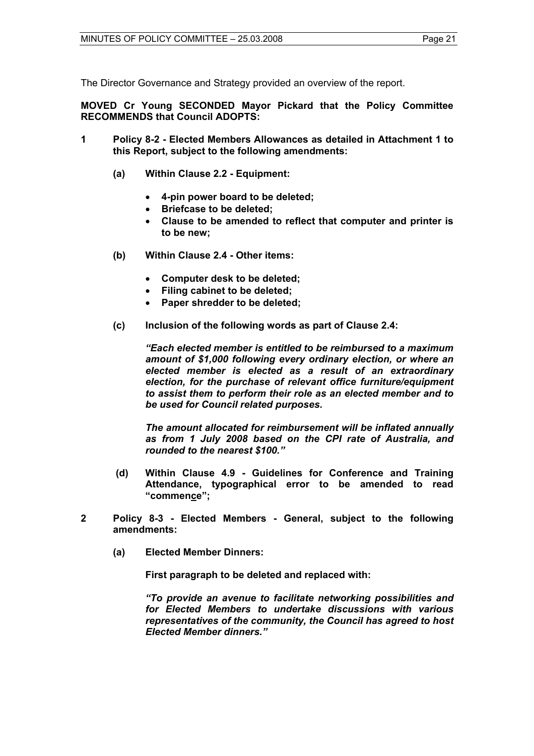The Director Governance and Strategy provided an overview of the report.

**MOVED Cr Young SECONDED Mayor Pickard that the Policy Committee RECOMMENDS that Council ADOPTS:**

**1 Policy 8-2 - Elected Members Allowances as detailed in Attachment 1 to this Report, subject to the following amendments:**

**(a) Within Clause 2.2 - Equipment:**

- **4-pin power board to be deleted;**
- **Briefcase to be deleted;**
- **Clause to be amended to reflect that computer and printer is to be new;**

**(b) Within Clause 2.4 - Other items:**

- **Computer desk to be deleted;**
- **Filing cabinet to be deleted;**
- **Paper shredder to be deleted;**

**(c) Inclusion of the following words as part of Clause 2.4:**

***"Each elected member is entitled to be reimbursed to a maximum amount of $1,000 following every ordinary election, or where an elected member is elected as a result of an extraordinary election, for the purchase of relevant office furniture/equipment to assist them to perform their role as an elected member and to be used for Council related purposes.***

***The amount allocated for reimbursement will be inflated annually as from 1 July 2008 based on the CPI rate of Australia, and rounded to the nearest $100."***

**(d) Within Clause 4.9 - Guidelines for Conference and Training Attendance, typographical error to be amended to read "commen<u>c</u>e";**

**2 Policy 8-3 - Elected Members - General, subject to the following amendments:**

**(a) Elected Member Dinners:**

**First paragraph to be deleted and replaced with:**

***"To provide an avenue to facilitate networking possibilities and for Elected Members to undertake discussions with various representatives of the community, the Council has agreed to host Elected Member dinners."***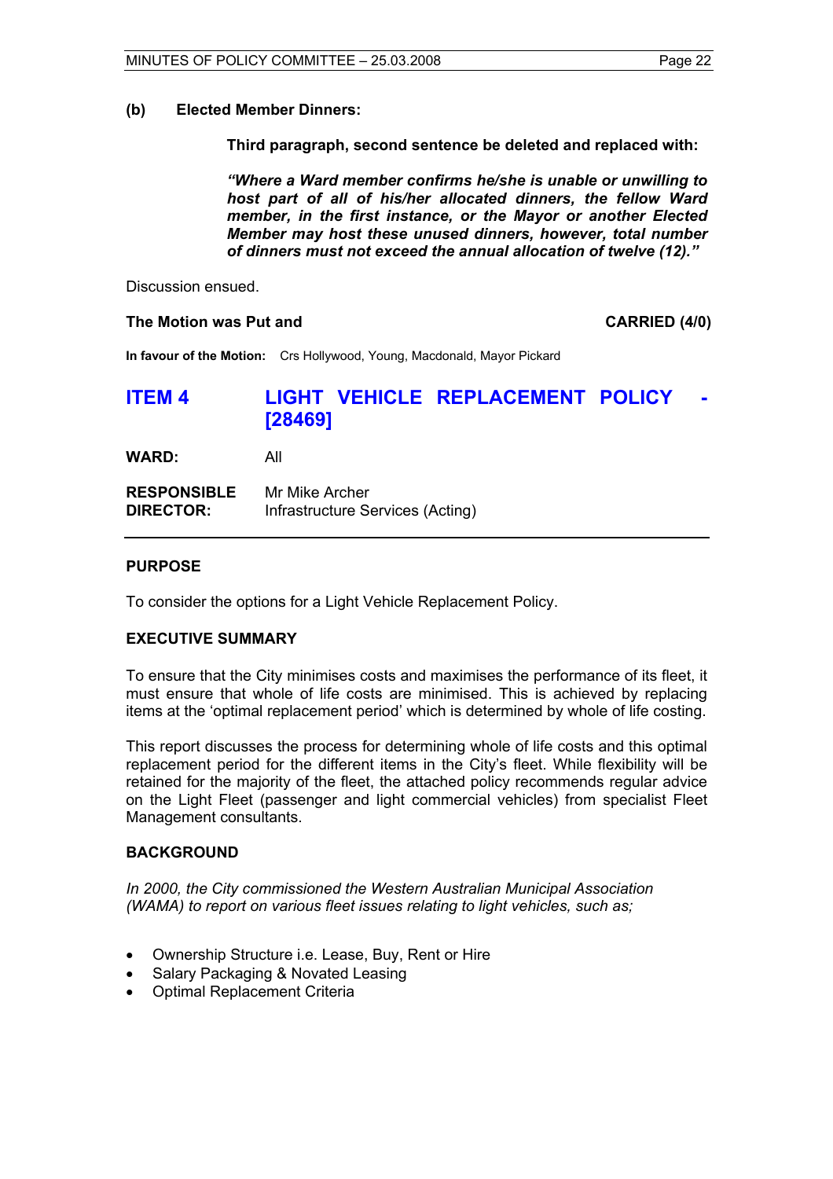**(b) Elected Member Dinners:**

**Third paragraph, second sentence be deleted and replaced with:**

***"Where a Ward member confirms he/she is unable or unwilling to host part of all of his/her allocated dinners, the fellow Ward member, in the first instance, or the Mayor or another Elected Member may host these unused dinners, however, total number of dinners must not exceed the annual allocation of twelve (12)."***

Discussion ensued.

**The Motion was Put and** **CARRIED (4/0)**

**In favour of the Motion:** Crs Hollywood, Young, Macdonald, Mayor Pickard

## ITEM 4 LIGHT VEHICLE REPLACEMENT POLICY - [28469]

**WARD:** All

**RESPONSIBLE DIRECTOR:** Mr Mike Archer
Infrastructure Services (Acting)

---

### PURPOSE

To consider the options for a Light Vehicle Replacement Policy.

### EXECUTIVE SUMMARY

To ensure that the City minimises costs and maximises the performance of its fleet, it must ensure that whole of life costs are minimised. This is achieved by replacing items at the 'optimal replacement period' which is determined by whole of life costing.

This report discusses the process for determining whole of life costs and this optimal replacement period for the different items in the City's fleet. While flexibility will be retained for the majority of the fleet, the attached policy recommends regular advice on the Light Fleet (passenger and light commercial vehicles) from specialist Fleet Management consultants.

### BACKGROUND

*In 2000, the City commissioned the Western Australian Municipal Association (WAMA) to report on various fleet issues relating to light vehicles, such as;*

- Ownership Structure i.e. Lease, Buy, Rent or Hire
- Salary Packaging & Novated Leasing
- Optimal Replacement Criteria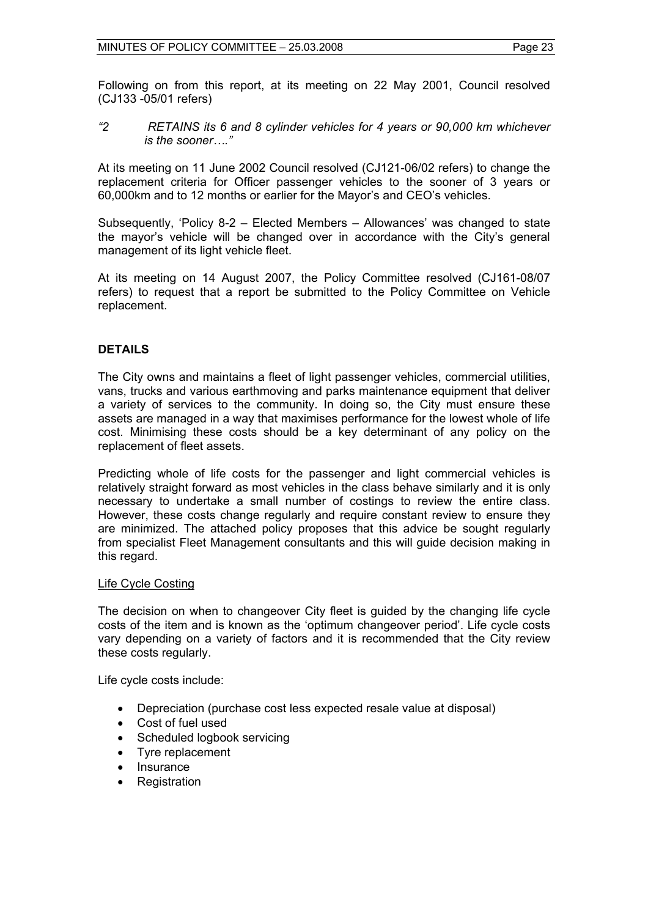Following on from this report, at its meeting on 22 May 2001, Council resolved (CJ133 -05/01 refers)

*"2 RETAINS its 6 and 8 cylinder vehicles for 4 years or 90,000 km whichever is the sooner…."*

At its meeting on 11 June 2002 Council resolved (CJ121-06/02 refers) to change the replacement criteria for Officer passenger vehicles to the sooner of 3 years or 60,000km and to 12 months or earlier for the Mayor's and CEO's vehicles.

Subsequently, 'Policy 8-2 – Elected Members – Allowances' was changed to state the mayor's vehicle will be changed over in accordance with the City's general management of its light vehicle fleet.

At its meeting on 14 August 2007, the Policy Committee resolved (CJ161-08/07 refers) to request that a report be submitted to the Policy Committee on Vehicle replacement.

## DETAILS

The City owns and maintains a fleet of light passenger vehicles, commercial utilities, vans, trucks and various earthmoving and parks maintenance equipment that deliver a variety of services to the community. In doing so, the City must ensure these assets are managed in a way that maximises performance for the lowest whole of life cost. Minimising these costs should be a key determinant of any policy on the replacement of fleet assets.

Predicting whole of life costs for the passenger and light commercial vehicles is relatively straight forward as most vehicles in the class behave similarly and it is only necessary to undertake a small number of costings to review the entire class. However, these costs change regularly and require constant review to ensure they are minimized. The attached policy proposes that this advice be sought regularly from specialist Fleet Management consultants and this will guide decision making in this regard.

Life Cycle Costing

The decision on when to changeover City fleet is guided by the changing life cycle costs of the item and is known as the 'optimum changeover period'. Life cycle costs vary depending on a variety of factors and it is recommended that the City review these costs regularly.

Life cycle costs include:

- Depreciation (purchase cost less expected resale value at disposal)
- Cost of fuel used
- Scheduled logbook servicing
- Tyre replacement
- Insurance
- Registration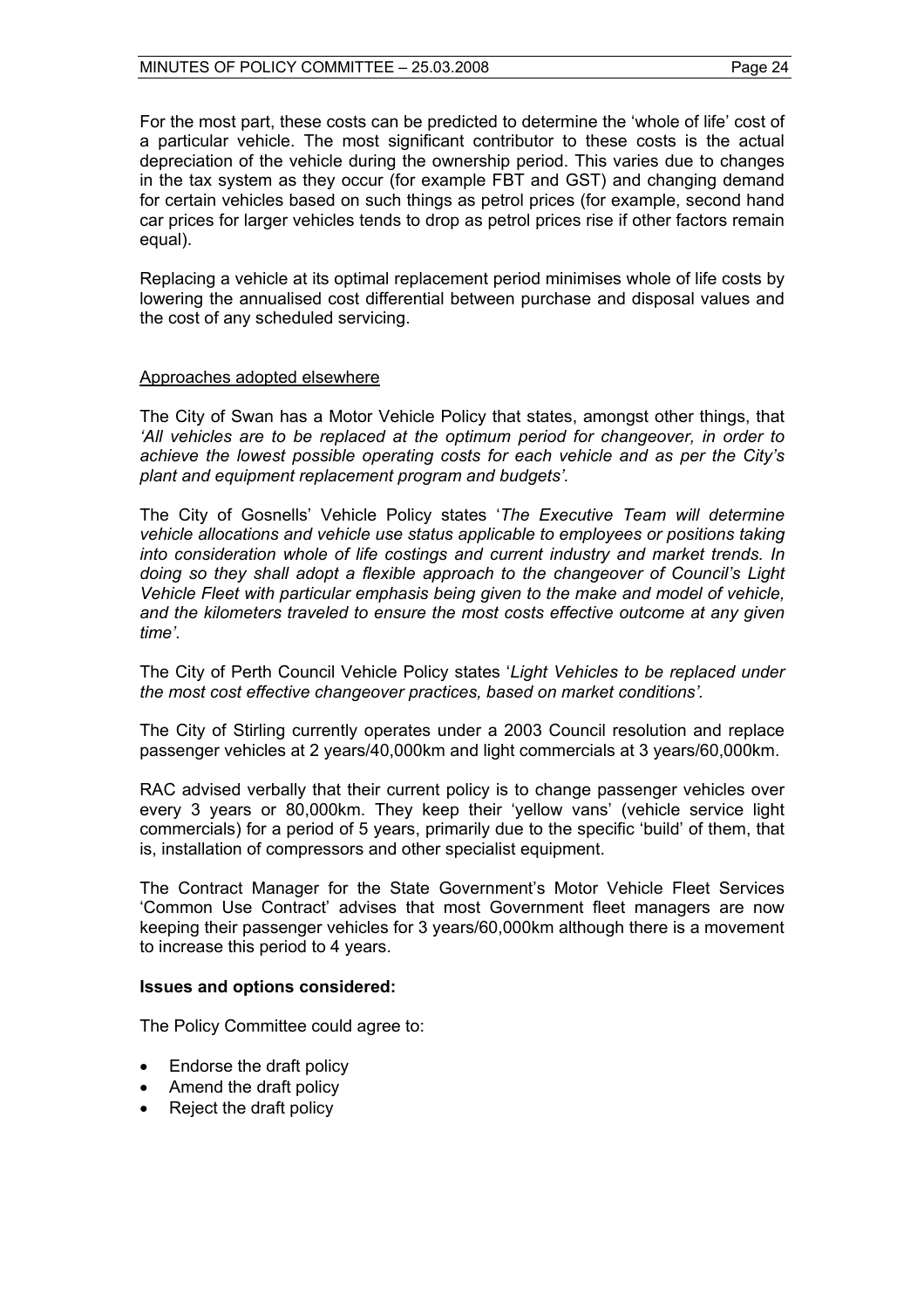For the most part, these costs can be predicted to determine the 'whole of life' cost of a particular vehicle. The most significant contributor to these costs is the actual depreciation of the vehicle during the ownership period. This varies due to changes in the tax system as they occur (for example FBT and GST) and changing demand for certain vehicles based on such things as petrol prices (for example, second hand car prices for larger vehicles tends to drop as petrol prices rise if other factors remain equal).

Replacing a vehicle at its optimal replacement period minimises whole of life costs by lowering the annualised cost differential between purchase and disposal values and the cost of any scheduled servicing.

<u>Approaches adopted elsewhere</u>

The City of Swan has a Motor Vehicle Policy that states, amongst other things, that *'All vehicles are to be replaced at the optimum period for changeover, in order to achieve the lowest possible operating costs for each vehicle and as per the City's plant and equipment replacement program and budgets'.*

The City of Gosnells' Vehicle Policy states '*The Executive Team will determine vehicle allocations and vehicle use status applicable to employees or positions taking into consideration whole of life costings and current industry and market trends. In doing so they shall adopt a flexible approach to the changeover of Council's Light Vehicle Fleet with particular emphasis being given to the make and model of vehicle, and the kilometers traveled to ensure the most costs effective outcome at any given time'*.

The City of Perth Council Vehicle Policy states '*Light Vehicles to be replaced under the most cost effective changeover practices, based on market conditions'*.

The City of Stirling currently operates under a 2003 Council resolution and replace passenger vehicles at 2 years/40,000km and light commercials at 3 years/60,000km.

RAC advised verbally that their current policy is to change passenger vehicles over every 3 years or 80,000km. They keep their 'yellow vans' (vehicle service light commercials) for a period of 5 years, primarily due to the specific 'build' of them, that is, installation of compressors and other specialist equipment.

The Contract Manager for the State Government's Motor Vehicle Fleet Services 'Common Use Contract' advises that most Government fleet managers are now keeping their passenger vehicles for 3 years/60,000km although there is a movement to increase this period to 4 years.

**Issues and options considered:**

The Policy Committee could agree to:

- Endorse the draft policy
- Amend the draft policy
- Reject the draft policy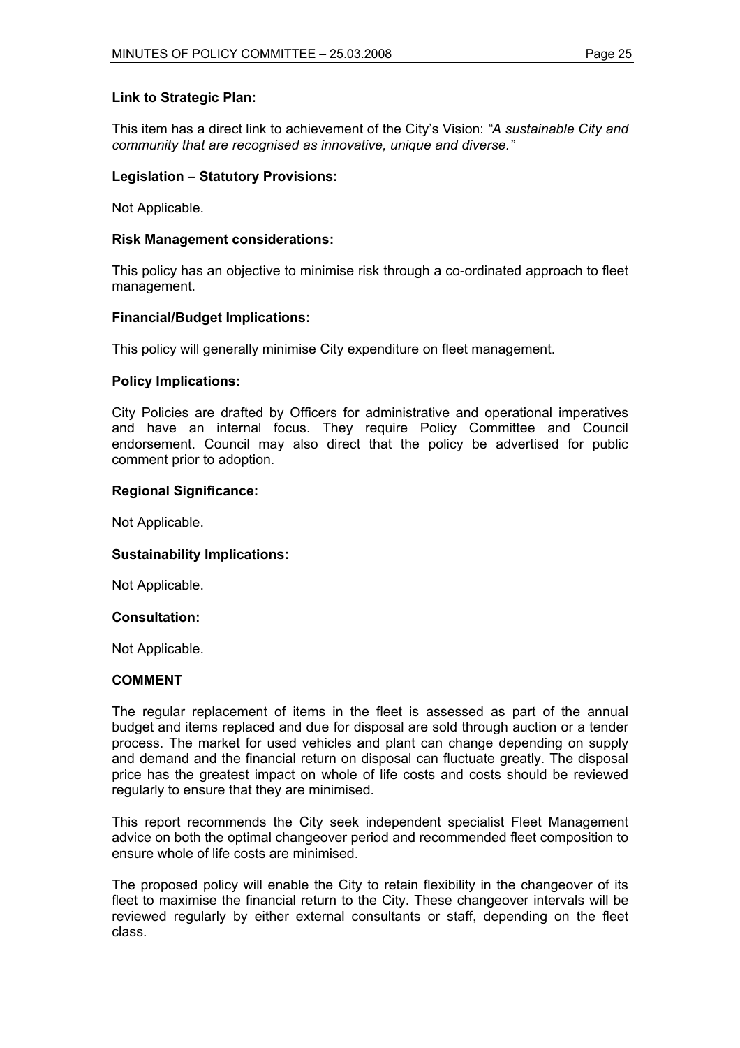**Link to Strategic Plan:**

This item has a direct link to achievement of the City's Vision: *"A sustainable City and community that are recognised as innovative, unique and diverse."*

**Legislation – Statutory Provisions:**

Not Applicable.

**Risk Management considerations:**

This policy has an objective to minimise risk through a co-ordinated approach to fleet management.

**Financial/Budget Implications:**

This policy will generally minimise City expenditure on fleet management.

**Policy Implications:**

City Policies are drafted by Officers for administrative and operational imperatives and have an internal focus. They require Policy Committee and Council endorsement. Council may also direct that the policy be advertised for public comment prior to adoption.

**Regional Significance:**

Not Applicable.

**Sustainability Implications:**

Not Applicable.

**Consultation:**

Not Applicable.

**COMMENT**

The regular replacement of items in the fleet is assessed as part of the annual budget and items replaced and due for disposal are sold through auction or a tender process. The market for used vehicles and plant can change depending on supply and demand and the financial return on disposal can fluctuate greatly. The disposal price has the greatest impact on whole of life costs and costs should be reviewed regularly to ensure that they are minimised.

This report recommends the City seek independent specialist Fleet Management advice on both the optimal changeover period and recommended fleet composition to ensure whole of life costs are minimised.

The proposed policy will enable the City to retain flexibility in the changeover of its fleet to maximise the financial return to the City. These changeover intervals will be reviewed regularly by either external consultants or staff, depending on the fleet class.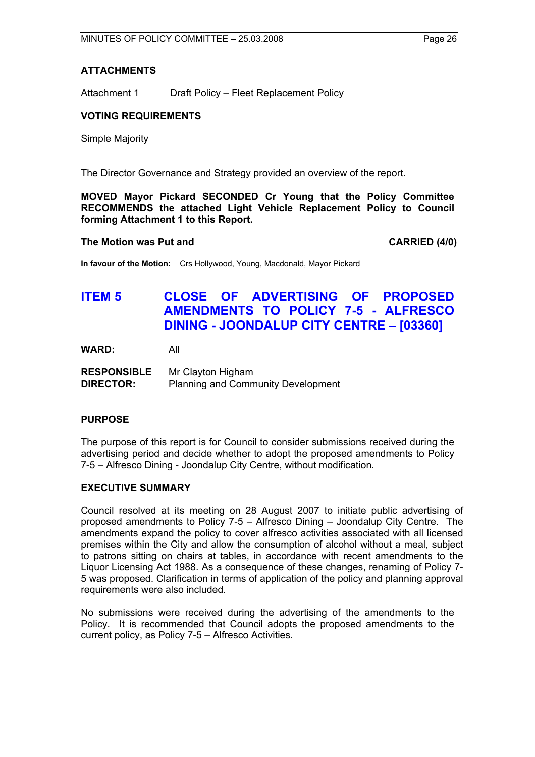### ATTACHMENTS

Attachment 1 Draft Policy – Fleet Replacement Policy

### VOTING REQUIREMENTS

Simple Majority

The Director Governance and Strategy provided an overview of the report.

**MOVED Mayor Pickard SECONDED Cr Young that the Policy Committee RECOMMENDS the attached Light Vehicle Replacement Policy to Council forming Attachment 1 to this Report.**

**The Motion was Put and CARRIED (4/0)**

**In favour of the Motion:** Crs Hollywood, Young, Macdonald, Mayor Pickard

## ITEM 5 CLOSE OF ADVERTISING OF PROPOSED AMENDMENTS TO POLICY 7-5 - ALFRESCO DINING - JOONDALUP CITY CENTRE – [03360]

**WARD:** All

**RESPONSIBLE DIRECTOR:** Mr Clayton Higham
Planning and Community Development

### PURPOSE

The purpose of this report is for Council to consider submissions received during the advertising period and decide whether to adopt the proposed amendments to Policy 7-5 – Alfresco Dining - Joondalup City Centre, without modification.

### EXECUTIVE SUMMARY

Council resolved at its meeting on 28 August 2007 to initiate public advertising of proposed amendments to Policy 7-5 – Alfresco Dining – Joondalup City Centre. The amendments expand the policy to cover alfresco activities associated with all licensed premises within the City and allow the consumption of alcohol without a meal, subject to patrons sitting on chairs at tables, in accordance with recent amendments to the Liquor Licensing Act 1988. As a consequence of these changes, renaming of Policy 7-5 was proposed. Clarification in terms of application of the policy and planning approval requirements were also included.

No submissions were received during the advertising of the amendments to the Policy. It is recommended that Council adopts the proposed amendments to the current policy, as Policy 7-5 – Alfresco Activities.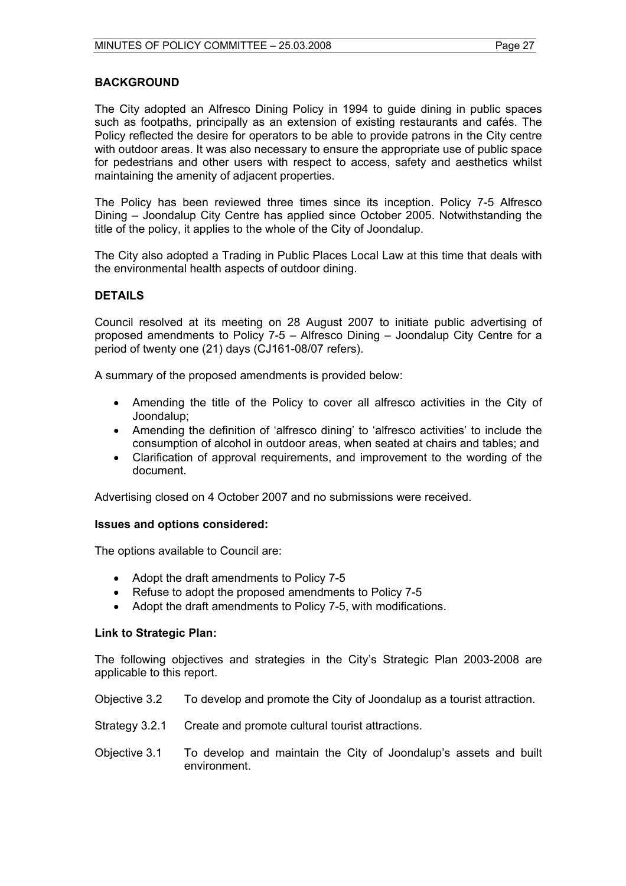## BACKGROUND

The City adopted an Alfresco Dining Policy in 1994 to guide dining in public spaces such as footpaths, principally as an extension of existing restaurants and cafés. The Policy reflected the desire for operators to be able to provide patrons in the City centre with outdoor areas. It was also necessary to ensure the appropriate use of public space for pedestrians and other users with respect to access, safety and aesthetics whilst maintaining the amenity of adjacent properties.

The Policy has been reviewed three times since its inception. Policy 7-5 Alfresco Dining – Joondalup City Centre has applied since October 2005. Notwithstanding the title of the policy, it applies to the whole of the City of Joondalup.

The City also adopted a Trading in Public Places Local Law at this time that deals with the environmental health aspects of outdoor dining.

## DETAILS

Council resolved at its meeting on 28 August 2007 to initiate public advertising of proposed amendments to Policy 7-5 – Alfresco Dining – Joondalup City Centre for a period of twenty one (21) days (CJ161-08/07 refers).

A summary of the proposed amendments is provided below:

- Amending the title of the Policy to cover all alfresco activities in the City of Joondalup;
- Amending the definition of 'alfresco dining' to 'alfresco activities' to include the consumption of alcohol in outdoor areas, when seated at chairs and tables; and
- Clarification of approval requirements, and improvement to the wording of the document.

Advertising closed on 4 October 2007 and no submissions were received.

### Issues and options considered:

The options available to Council are:

- Adopt the draft amendments to Policy 7-5
- Refuse to adopt the proposed amendments to Policy 7-5
- Adopt the draft amendments to Policy 7-5, with modifications.

### Link to Strategic Plan:

The following objectives and strategies in the City's Strategic Plan 2003-2008 are applicable to this report.

Objective 3.2 To develop and promote the City of Joondalup as a tourist attraction.

Strategy 3.2.1 Create and promote cultural tourist attractions.

Objective 3.1 To develop and maintain the City of Joondalup's assets and built environment.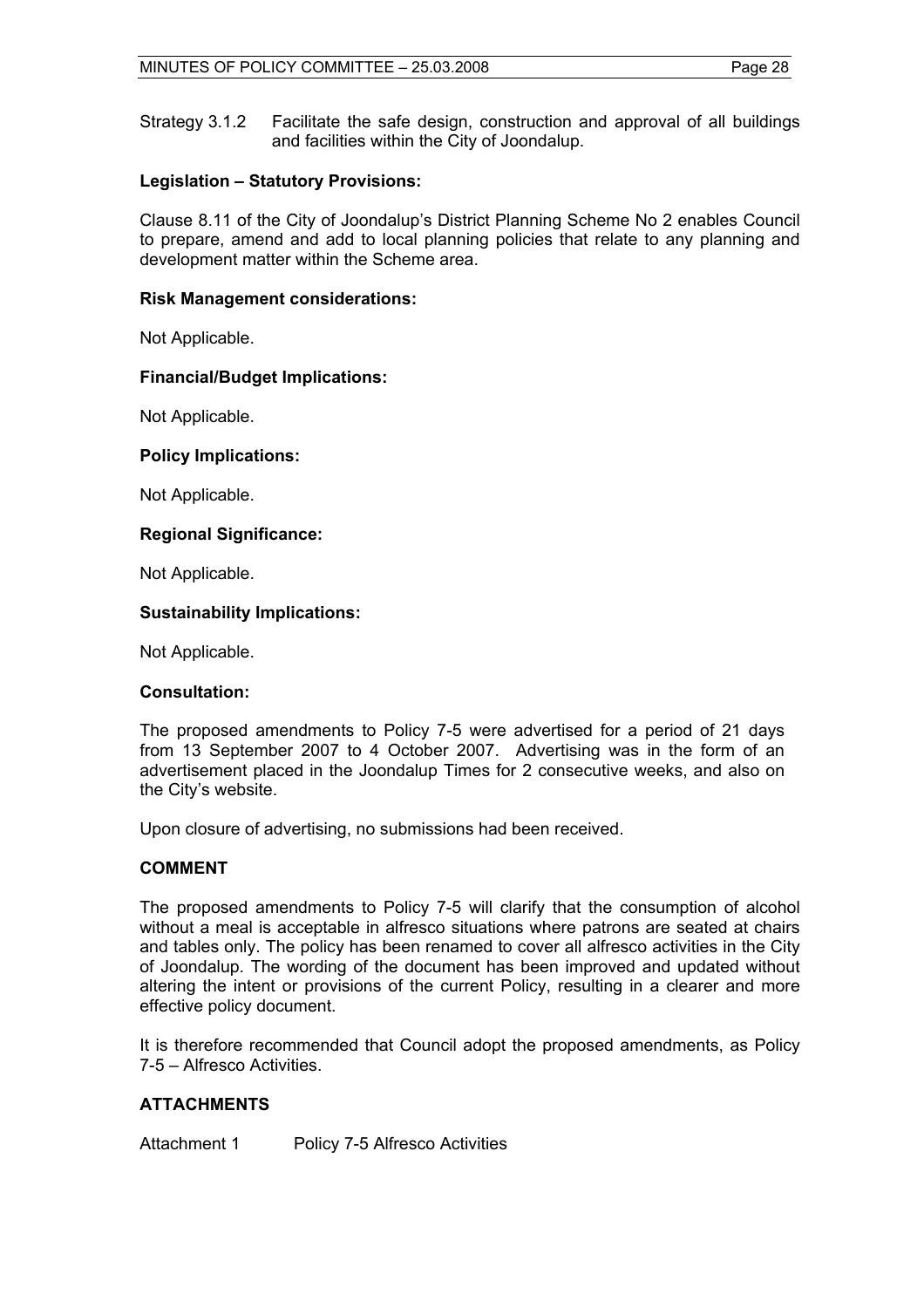Strategy 3.1.2 Facilitate the safe design, construction and approval of all buildings and facilities within the City of Joondalup.

**Legislation – Statutory Provisions:**

Clause 8.11 of the City of Joondalup's District Planning Scheme No 2 enables Council to prepare, amend and add to local planning policies that relate to any planning and development matter within the Scheme area.

**Risk Management considerations:**

Not Applicable.

**Financial/Budget Implications:**

Not Applicable.

**Policy Implications:**

Not Applicable.

**Regional Significance:**

Not Applicable.

**Sustainability Implications:**

Not Applicable.

**Consultation:**

The proposed amendments to Policy 7-5 were advertised for a period of 21 days from 13 September 2007 to 4 October 2007. Advertising was in the form of an advertisement placed in the Joondalup Times for 2 consecutive weeks, and also on the City's website.

Upon closure of advertising, no submissions had been received.

## COMMENT

The proposed amendments to Policy 7-5 will clarify that the consumption of alcohol without a meal is acceptable in alfresco situations where patrons are seated at chairs and tables only. The policy has been renamed to cover all alfresco activities in the City of Joondalup. The wording of the document has been improved and updated without altering the intent or provisions of the current Policy, resulting in a clearer and more effective policy document.

It is therefore recommended that Council adopt the proposed amendments, as Policy 7-5 – Alfresco Activities.

## ATTACHMENTS

Attachment 1 Policy 7-5 Alfresco Activities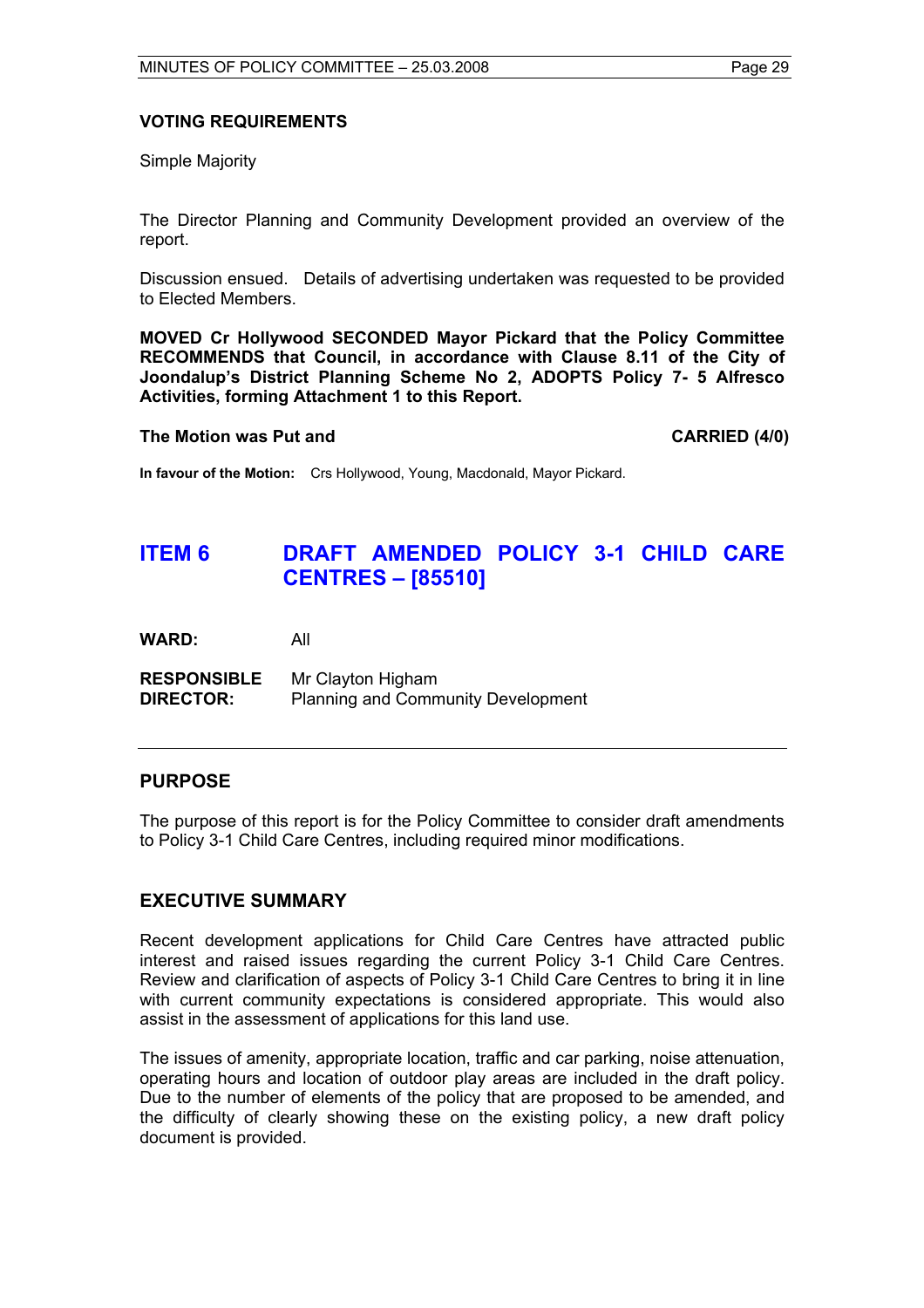### VOTING REQUIREMENTS

Simple Majority

The Director Planning and Community Development provided an overview of the report.

Discussion ensued. Details of advertising undertaken was requested to be provided to Elected Members.

**MOVED Cr Hollywood SECONDED Mayor Pickard that the Policy Committee RECOMMENDS that Council, in accordance with Clause 8.11 of the City of Joondalup's District Planning Scheme No 2, ADOPTS Policy 7- 5 Alfresco Activities, forming Attachment 1 to this Report.**

**The Motion was Put and CARRIED (4/0)**

**In favour of the Motion:** Crs Hollywood, Young, Macdonald, Mayor Pickard.

## ITEM 6 DRAFT AMENDED POLICY 3-1 CHILD CARE CENTRES – [85510]

**WARD:** All

**RESPONSIBLE DIRECTOR:** Mr Clayton Higham
Planning and Community Development

---

### PURPOSE

The purpose of this report is for the Policy Committee to consider draft amendments to Policy 3-1 Child Care Centres, including required minor modifications.

### EXECUTIVE SUMMARY

Recent development applications for Child Care Centres have attracted public interest and raised issues regarding the current Policy 3-1 Child Care Centres. Review and clarification of aspects of Policy 3-1 Child Care Centres to bring it in line with current community expectations is considered appropriate. This would also assist in the assessment of applications for this land use.

The issues of amenity, appropriate location, traffic and car parking, noise attenuation, operating hours and location of outdoor play areas are included in the draft policy. Due to the number of elements of the policy that are proposed to be amended, and the difficulty of clearly showing these on the existing policy, a new draft policy document is provided.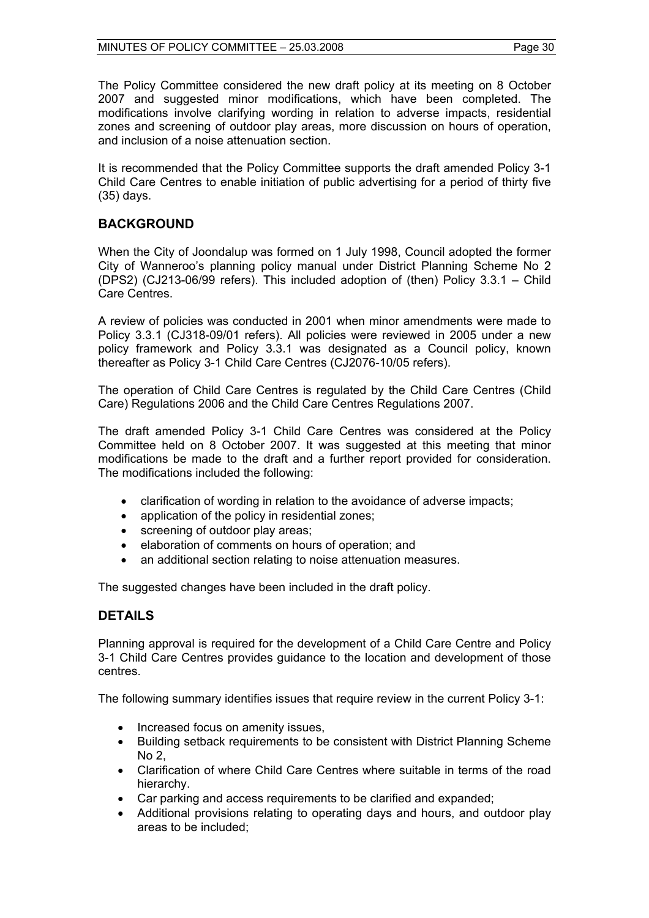The Policy Committee considered the new draft policy at its meeting on 8 October 2007 and suggested minor modifications, which have been completed. The modifications involve clarifying wording in relation to adverse impacts, residential zones and screening of outdoor play areas, more discussion on hours of operation, and inclusion of a noise attenuation section.

It is recommended that the Policy Committee supports the draft amended Policy 3-1 Child Care Centres to enable initiation of public advertising for a period of thirty five (35) days.

## BACKGROUND

When the City of Joondalup was formed on 1 July 1998, Council adopted the former City of Wanneroo's planning policy manual under District Planning Scheme No 2 (DPS2) (CJ213-06/99 refers). This included adoption of (then) Policy 3.3.1 – Child Care Centres.

A review of policies was conducted in 2001 when minor amendments were made to Policy 3.3.1 (CJ318-09/01 refers). All policies were reviewed in 2005 under a new policy framework and Policy 3.3.1 was designated as a Council policy, known thereafter as Policy 3-1 Child Care Centres (CJ2076-10/05 refers).

The operation of Child Care Centres is regulated by the Child Care Centres (Child Care) Regulations 2006 and the Child Care Centres Regulations 2007.

The draft amended Policy 3-1 Child Care Centres was considered at the Policy Committee held on 8 October 2007. It was suggested at this meeting that minor modifications be made to the draft and a further report provided for consideration. The modifications included the following:

- clarification of wording in relation to the avoidance of adverse impacts;
- application of the policy in residential zones;
- screening of outdoor play areas;
- elaboration of comments on hours of operation; and
- an additional section relating to noise attenuation measures.

The suggested changes have been included in the draft policy.

## DETAILS

Planning approval is required for the development of a Child Care Centre and Policy 3-1 Child Care Centres provides guidance to the location and development of those centres.

The following summary identifies issues that require review in the current Policy 3-1:

- Increased focus on amenity issues,
- Building setback requirements to be consistent with District Planning Scheme No 2,
- Clarification of where Child Care Centres where suitable in terms of the road hierarchy.
- Car parking and access requirements to be clarified and expanded;
- Additional provisions relating to operating days and hours, and outdoor play areas to be included;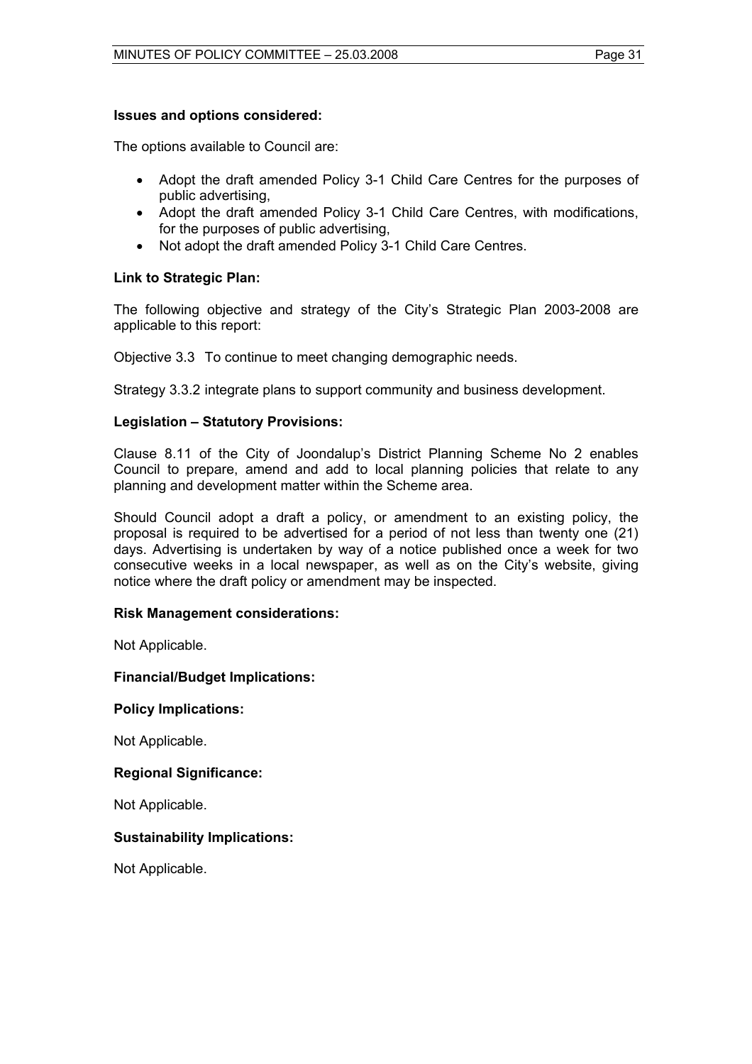**Issues and options considered:**

The options available to Council are:

- Adopt the draft amended Policy 3-1 Child Care Centres for the purposes of public advertising,
- Adopt the draft amended Policy 3-1 Child Care Centres, with modifications, for the purposes of public advertising,
- Not adopt the draft amended Policy 3-1 Child Care Centres.

**Link to Strategic Plan:**

The following objective and strategy of the City's Strategic Plan 2003-2008 are applicable to this report:

Objective 3.3 To continue to meet changing demographic needs.

Strategy 3.3.2 integrate plans to support community and business development.

**Legislation – Statutory Provisions:**

Clause 8.11 of the City of Joondalup's District Planning Scheme No 2 enables Council to prepare, amend and add to local planning policies that relate to any planning and development matter within the Scheme area.

Should Council adopt a draft a policy, or amendment to an existing policy, the proposal is required to be advertised for a period of not less than twenty one (21) days. Advertising is undertaken by way of a notice published once a week for two consecutive weeks in a local newspaper, as well as on the City's website, giving notice where the draft policy or amendment may be inspected.

**Risk Management considerations:**

Not Applicable.

**Financial/Budget Implications:**

**Policy Implications:**

Not Applicable.

**Regional Significance:**

Not Applicable.

**Sustainability Implications:**

Not Applicable.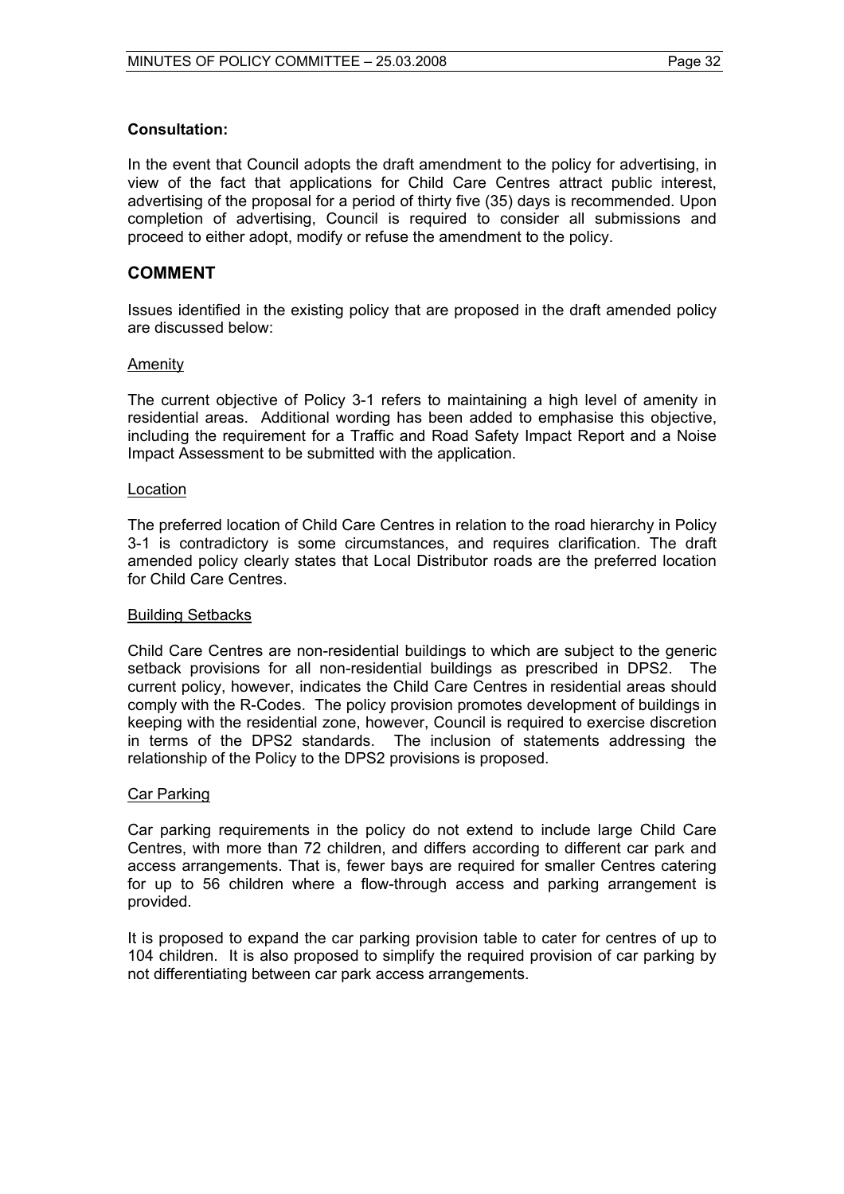**Consultation:**

In the event that Council adopts the draft amendment to the policy for advertising, in view of the fact that applications for Child Care Centres attract public interest, advertising of the proposal for a period of thirty five (35) days is recommended. Upon completion of advertising, Council is required to consider all submissions and proceed to either adopt, modify or refuse the amendment to the policy.

## COMMENT

Issues identified in the existing policy that are proposed in the draft amended policy are discussed below:

Amenity

The current objective of Policy 3-1 refers to maintaining a high level of amenity in residential areas. Additional wording has been added to emphasise this objective, including the requirement for a Traffic and Road Safety Impact Report and a Noise Impact Assessment to be submitted with the application.

Location

The preferred location of Child Care Centres in relation to the road hierarchy in Policy 3-1 is contradictory is some circumstances, and requires clarification. The draft amended policy clearly states that Local Distributor roads are the preferred location for Child Care Centres.

Building Setbacks

Child Care Centres are non-residential buildings to which are subject to the generic setback provisions for all non-residential buildings as prescribed in DPS2. The current policy, however, indicates the Child Care Centres in residential areas should comply with the R-Codes. The policy provision promotes development of buildings in keeping with the residential zone, however, Council is required to exercise discretion in terms of the DPS2 standards. The inclusion of statements addressing the relationship of the Policy to the DPS2 provisions is proposed.

Car Parking

Car parking requirements in the policy do not extend to include large Child Care Centres, with more than 72 children, and differs according to different car park and access arrangements. That is, fewer bays are required for smaller Centres catering for up to 56 children where a flow-through access and parking arrangement is provided.

It is proposed to expand the car parking provision table to cater for centres of up to 104 children. It is also proposed to simplify the required provision of car parking by not differentiating between car park access arrangements.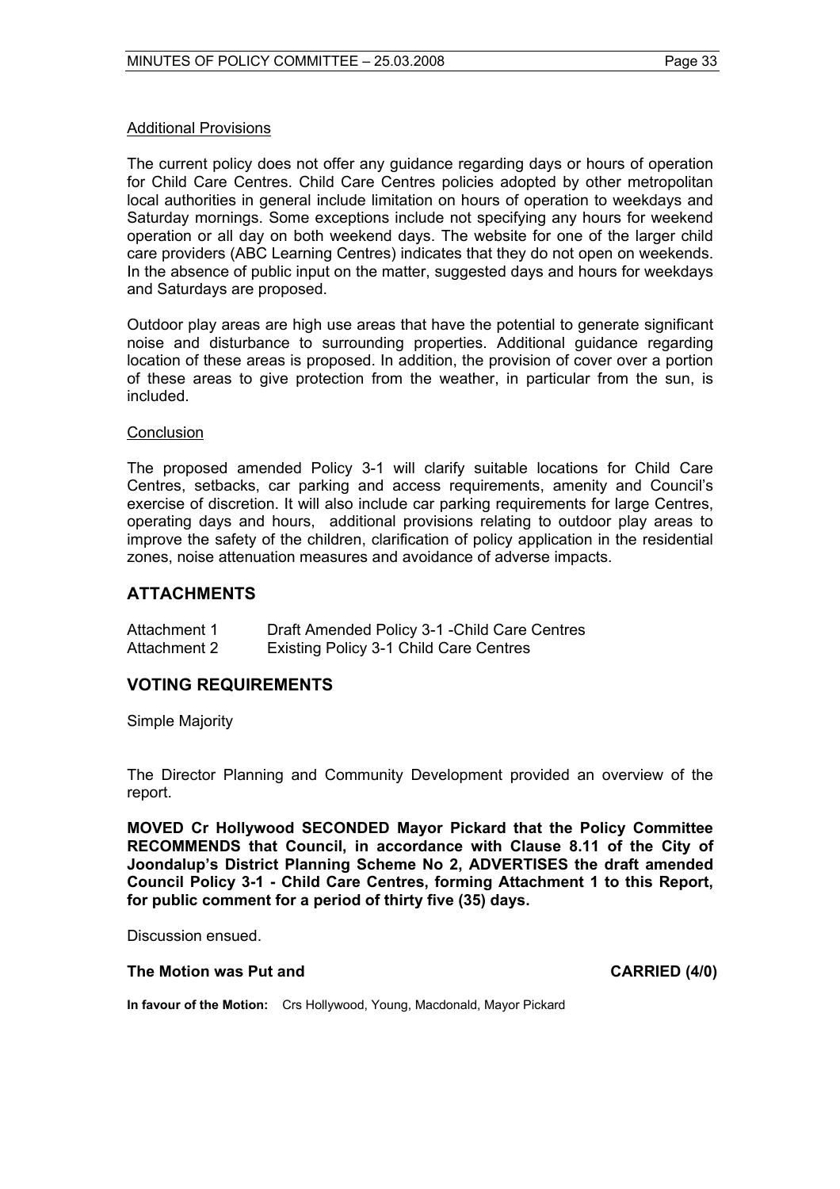Additional Provisions

The current policy does not offer any guidance regarding days or hours of operation for Child Care Centres. Child Care Centres policies adopted by other metropolitan local authorities in general include limitation on hours of operation to weekdays and Saturday mornings. Some exceptions include not specifying any hours for weekend operation or all day on both weekend days. The website for one of the larger child care providers (ABC Learning Centres) indicates that they do not open on weekends. In the absence of public input on the matter, suggested days and hours for weekdays and Saturdays are proposed.

Outdoor play areas are high use areas that have the potential to generate significant noise and disturbance to surrounding properties. Additional guidance regarding location of these areas is proposed. In addition, the provision of cover over a portion of these areas to give protection from the weather, in particular from the sun, is included.

Conclusion

The proposed amended Policy 3-1 will clarify suitable locations for Child Care Centres, setbacks, car parking and access requirements, amenity and Council's exercise of discretion. It will also include car parking requirements for large Centres, operating days and hours, additional provisions relating to outdoor play areas to improve the safety of the children, clarification of policy application in the residential zones, noise attenuation measures and avoidance of adverse impacts.

## ATTACHMENTS

| | |
|---|---|
| Attachment 1 | Draft Amended Policy 3-1 -Child Care Centres |
| Attachment 2 | Existing Policy 3-1 Child Care Centres |

## VOTING REQUIREMENTS

Simple Majority

The Director Planning and Community Development provided an overview of the report.

**MOVED Cr Hollywood SECONDED Mayor Pickard that the Policy Committee RECOMMENDS that Council, in accordance with Clause 8.11 of the City of Joondalup's District Planning Scheme No 2, ADVERTISES the draft amended Council Policy 3-1 - Child Care Centres, forming Attachment 1 to this Report, for public comment for a period of thirty five (35) days.**

Discussion ensued.

**The Motion was Put and CARRIED (4/0)**

**In favour of the Motion:** Crs Hollywood, Young, Macdonald, Mayor Pickard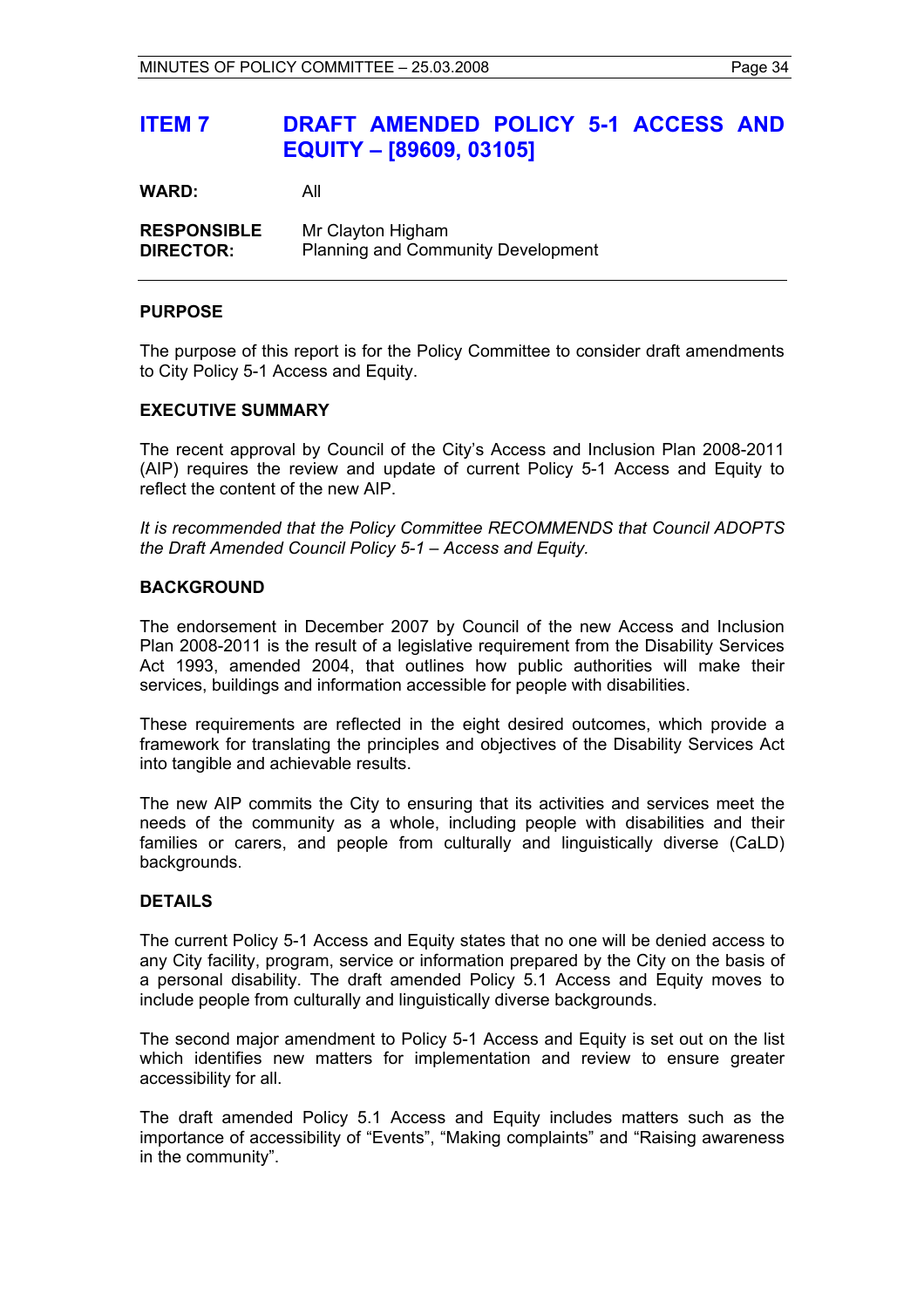# ITEM 7 DRAFT AMENDED POLICY 5-1 ACCESS AND EQUITY – [89609, 03105]

**WARD:** All

**RESPONSIBLE DIRECTOR:** Mr Clayton Higham
Planning and Community Development

---

## PURPOSE

The purpose of this report is for the Policy Committee to consider draft amendments to City Policy 5-1 Access and Equity.

## EXECUTIVE SUMMARY

The recent approval by Council of the City's Access and Inclusion Plan 2008-2011 (AIP) requires the review and update of current Policy 5-1 Access and Equity to reflect the content of the new AIP.

*It is recommended that the Policy Committee RECOMMENDS that Council ADOPTS the Draft Amended Council Policy 5-1 – Access and Equity.*

## BACKGROUND

The endorsement in December 2007 by Council of the new Access and Inclusion Plan 2008-2011 is the result of a legislative requirement from the Disability Services Act 1993, amended 2004, that outlines how public authorities will make their services, buildings and information accessible for people with disabilities.

These requirements are reflected in the eight desired outcomes, which provide a framework for translating the principles and objectives of the Disability Services Act into tangible and achievable results.

The new AIP commits the City to ensuring that its activities and services meet the needs of the community as a whole, including people with disabilities and their families or carers, and people from culturally and linguistically diverse (CaLD) backgrounds.

## DETAILS

The current Policy 5-1 Access and Equity states that no one will be denied access to any City facility, program, service or information prepared by the City on the basis of a personal disability. The draft amended Policy 5.1 Access and Equity moves to include people from culturally and linguistically diverse backgrounds.

The second major amendment to Policy 5-1 Access and Equity is set out on the list which identifies new matters for implementation and review to ensure greater accessibility for all.

The draft amended Policy 5.1 Access and Equity includes matters such as the importance of accessibility of "Events", "Making complaints" and "Raising awareness in the community".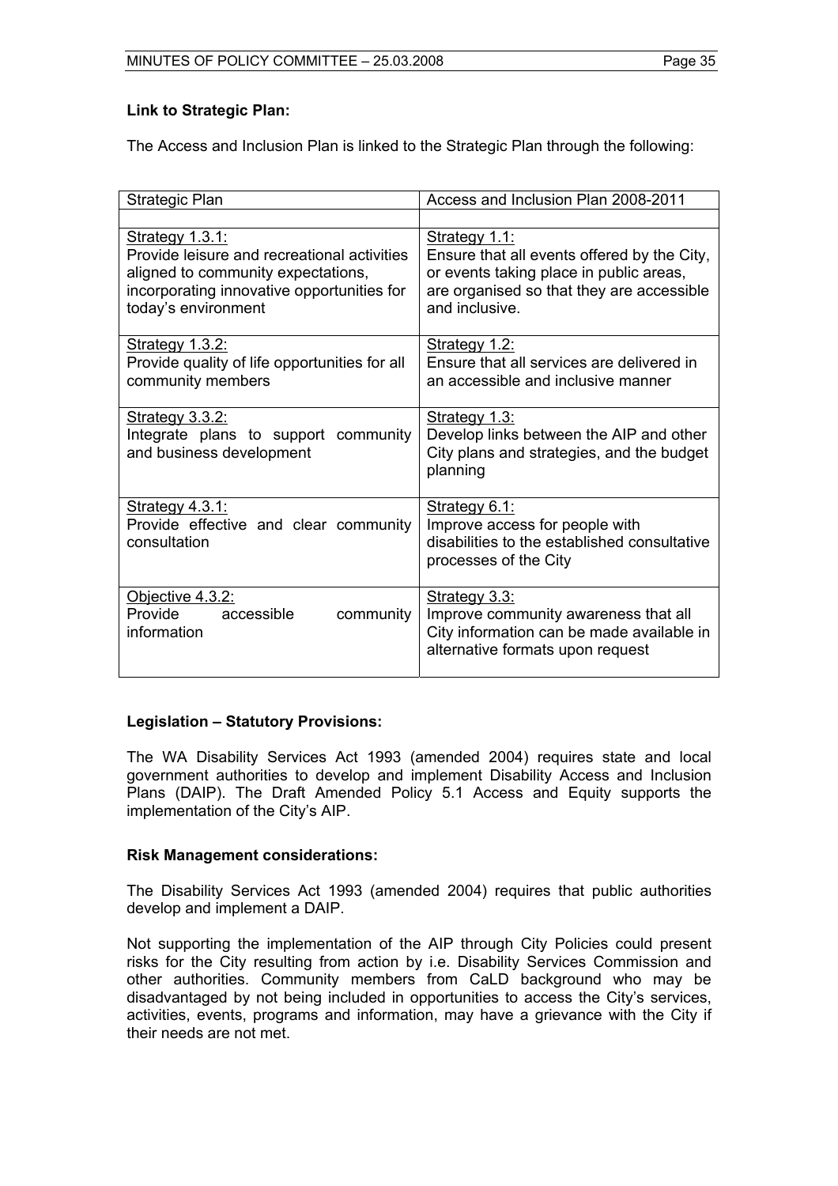**Link to Strategic Plan:**

The Access and Inclusion Plan is linked to the Strategic Plan through the following:

| Strategic Plan | Access and Inclusion Plan 2008-2011 |
|---|---|
| | |
| Strategy 1.3.1: Provide leisure and recreational activities aligned to community expectations, incorporating innovative opportunities for today's environment | Strategy 1.1: Ensure that all events offered by the City, or events taking place in public areas, are organised so that they are accessible and inclusive. |
| Strategy 1.3.2: Provide quality of life opportunities for all community members | Strategy 1.2: Ensure that all services are delivered in an accessible and inclusive manner |
| Strategy 3.3.2: Integrate plans to support community and business development | Strategy 1.3: Develop links between the AIP and other City plans and strategies, and the budget planning |
| Strategy 4.3.1: Provide effective and clear community consultation | Strategy 6.1: Improve access for people with disabilities to the established consultative processes of the City |
| Objective 4.3.2: Provide accessible community information | Strategy 3.3: Improve community awareness that all City information can be made available in alternative formats upon request |

**Legislation – Statutory Provisions:**

The WA Disability Services Act 1993 (amended 2004) requires state and local government authorities to develop and implement Disability Access and Inclusion Plans (DAIP). The Draft Amended Policy 5.1 Access and Equity supports the implementation of the City's AIP.

**Risk Management considerations:**

The Disability Services Act 1993 (amended 2004) requires that public authorities develop and implement a DAIP.

Not supporting the implementation of the AIP through City Policies could present risks for the City resulting from action by i.e. Disability Services Commission and other authorities. Community members from CaLD background who may be disadvantaged by not being included in opportunities to access the City's services, activities, events, programs and information, may have a grievance with the City if their needs are not met.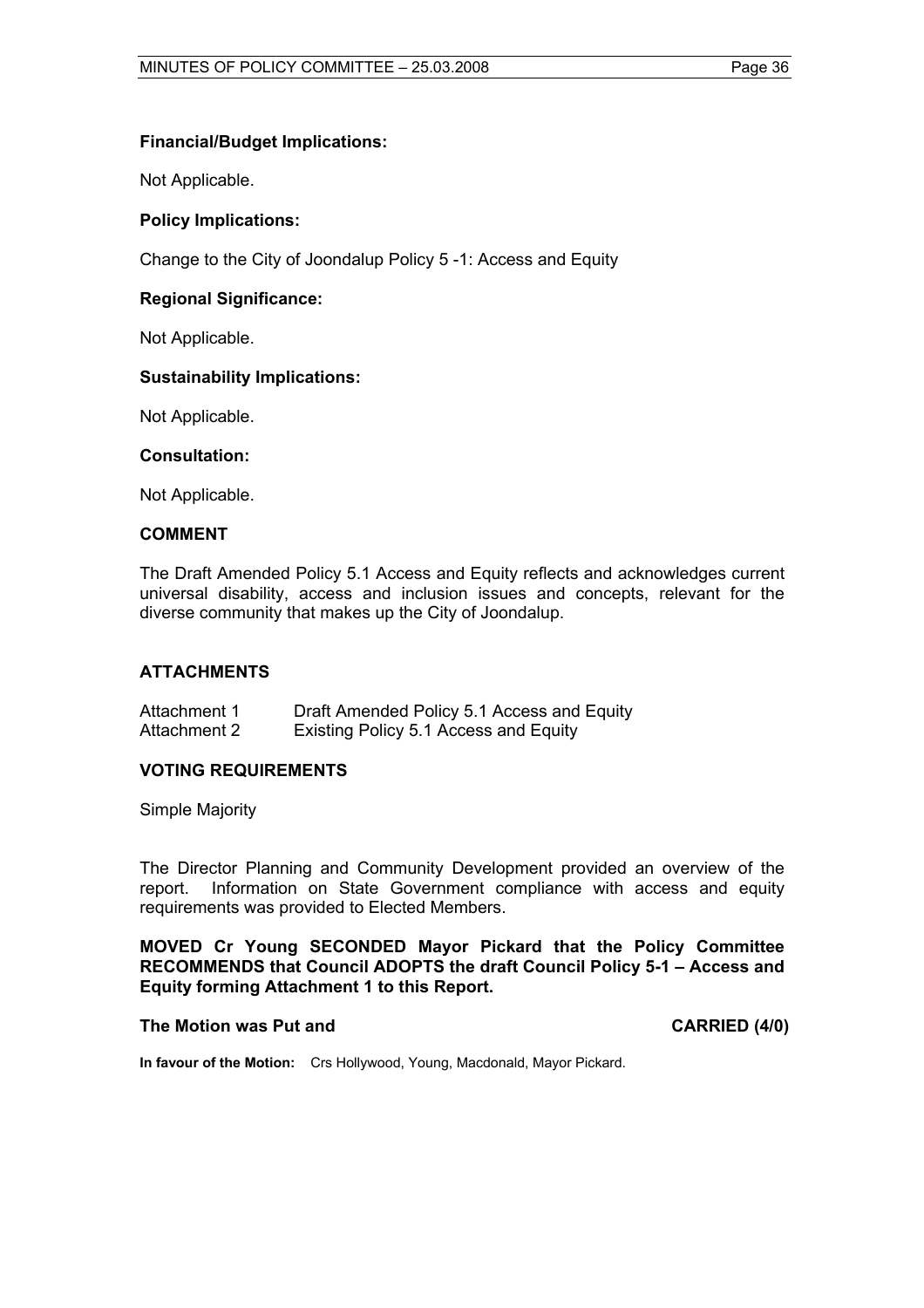**Financial/Budget Implications:**

Not Applicable.

**Policy Implications:**

Change to the City of Joondalup Policy 5 -1: Access and Equity

**Regional Significance:**

Not Applicable.

**Sustainability Implications:**

Not Applicable.

**Consultation:**

Not Applicable.

**COMMENT**

The Draft Amended Policy 5.1 Access and Equity reflects and acknowledges current universal disability, access and inclusion issues and concepts, relevant for the diverse community that makes up the City of Joondalup.

**ATTACHMENTS**

| | |
|---|---|
| Attachment 1 | Draft Amended Policy 5.1 Access and Equity |
| Attachment 2 | Existing Policy 5.1 Access and Equity |

**VOTING REQUIREMENTS**

Simple Majority

The Director Planning and Community Development provided an overview of the report. Information on State Government compliance with access and equity requirements was provided to Elected Members.

**MOVED Cr Young SECONDED Mayor Pickard that the Policy Committee RECOMMENDS that Council ADOPTS the draft Council Policy 5-1 – Access and Equity forming Attachment 1 to this Report.**

**The Motion was Put and CARRIED (4/0)**

**In favour of the Motion:** Crs Hollywood, Young, Macdonald, Mayor Pickard.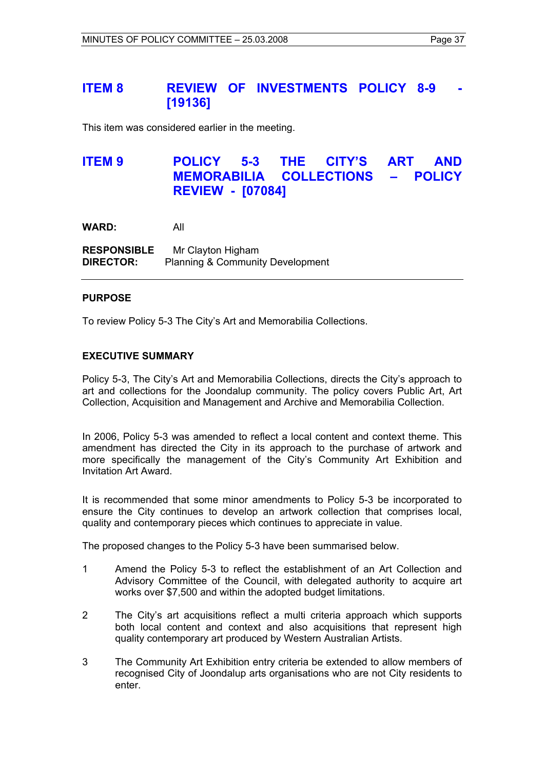## ITEM 8 REVIEW OF INVESTMENTS POLICY 8-9 - [19136]

This item was considered earlier in the meeting.

## ITEM 9 POLICY 5-3 THE CITY'S ART AND MEMORABILIA COLLECTIONS – POLICY REVIEW - [07084]

**WARD:** All

**RESPONSIBLE DIRECTOR:** Mr Clayton Higham
Planning & Community Development

---

**PURPOSE**

To review Policy 5-3 The City's Art and Memorabilia Collections.

**EXECUTIVE SUMMARY**

Policy 5-3, The City's Art and Memorabilia Collections, directs the City's approach to art and collections for the Joondalup community. The policy covers Public Art, Art Collection, Acquisition and Management and Archive and Memorabilia Collection.

In 2006, Policy 5-3 was amended to reflect a local content and context theme. This amendment has directed the City in its approach to the purchase of artwork and more specifically the management of the City's Community Art Exhibition and Invitation Art Award.

It is recommended that some minor amendments to Policy 5-3 be incorporated to ensure the City continues to develop an artwork collection that comprises local, quality and contemporary pieces which continues to appreciate in value.

The proposed changes to the Policy 5-3 have been summarised below.

1. Amend the Policy 5-3 to reflect the establishment of an Art Collection and Advisory Committee of the Council, with delegated authority to acquire art works over $7,500 and within the adopted budget limitations.

2. The City's art acquisitions reflect a multi criteria approach which supports both local content and context and also acquisitions that represent high quality contemporary art produced by Western Australian Artists.

3. The Community Art Exhibition entry criteria be extended to allow members of recognised City of Joondalup arts organisations who are not City residents to enter.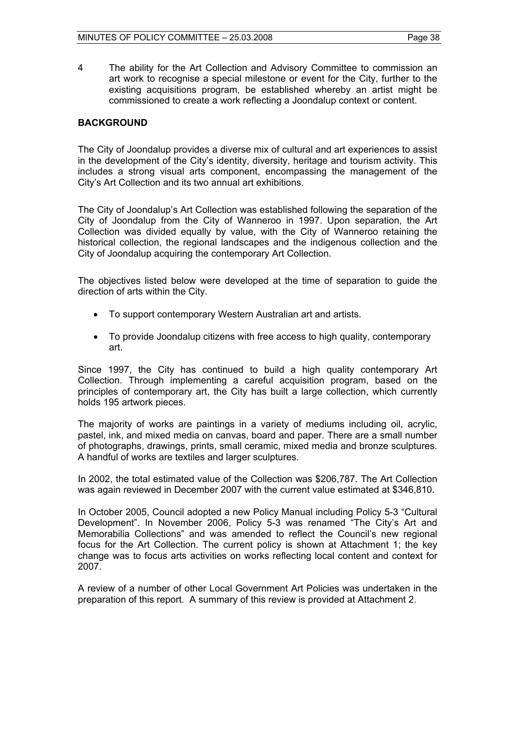4 The ability for the Art Collection and Advisory Committee to commission an art work to recognise a special milestone or event for the City, further to the existing acquisitions program, be established whereby an artist might be commissioned to create a work reflecting a Joondalup context or content.

## BACKGROUND

The City of Joondalup provides a diverse mix of cultural and art experiences to assist in the development of the City's identity, diversity, heritage and tourism activity. This includes a strong visual arts component, encompassing the management of the City's Art Collection and its two annual art exhibitions.

The City of Joondalup's Art Collection was established following the separation of the City of Joondalup from the City of Wanneroo in 1997. Upon separation, the Art Collection was divided equally by value, with the City of Wanneroo retaining the historical collection, the regional landscapes and the indigenous collection and the City of Joondalup acquiring the contemporary Art Collection.

The objectives listed below were developed at the time of separation to guide the direction of arts within the City.

- To support contemporary Western Australian art and artists.
- To provide Joondalup citizens with free access to high quality, contemporary art.

Since 1997, the City has continued to build a high quality contemporary Art Collection. Through implementing a careful acquisition program, based on the principles of contemporary art, the City has built a large collection, which currently holds 195 artwork pieces.

The majority of works are paintings in a variety of mediums including oil, acrylic, pastel, ink, and mixed media on canvas, board and paper. There are a small number of photographs, drawings, prints, small ceramic, mixed media and bronze sculptures. A handful of works are textiles and larger sculptures.

In 2002, the total estimated value of the Collection was $206,787. The Art Collection was again reviewed in December 2007 with the current value estimated at $346,810.

In October 2005, Council adopted a new Policy Manual including Policy 5-3 "Cultural Development". In November 2006, Policy 5-3 was renamed "The City's Art and Memorabilia Collections" and was amended to reflect the Council's new regional focus for the Art Collection. The current policy is shown at Attachment 1; the key change was to focus arts activities on works reflecting local content and context for 2007.

A review of a number of other Local Government Art Policies was undertaken in the preparation of this report. A summary of this review is provided at Attachment 2.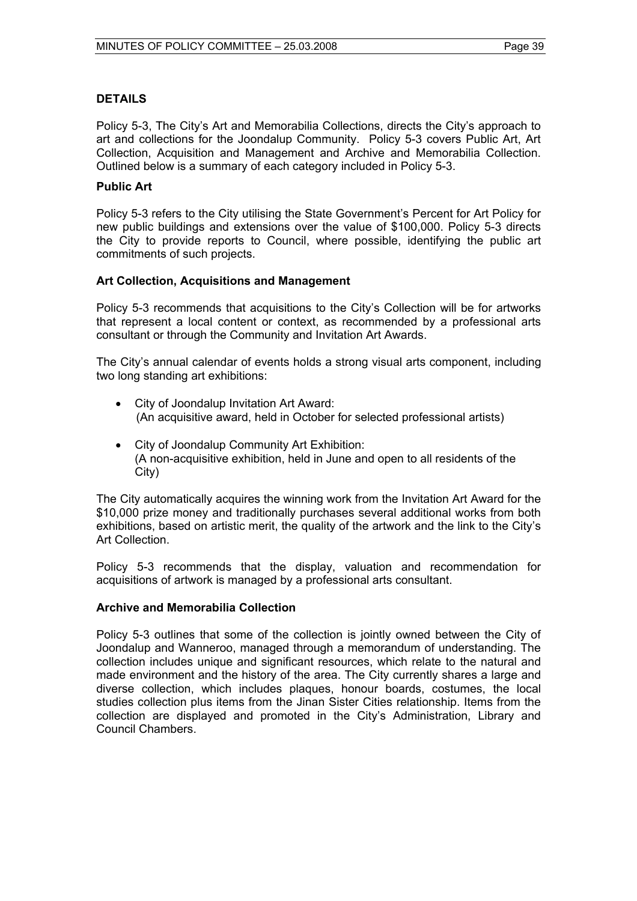## DETAILS

Policy 5-3, The City's Art and Memorabilia Collections, directs the City's approach to art and collections for the Joondalup Community. Policy 5-3 covers Public Art, Art Collection, Acquisition and Management and Archive and Memorabilia Collection. Outlined below is a summary of each category included in Policy 5-3.

### Public Art

Policy 5-3 refers to the City utilising the State Government's Percent for Art Policy for new public buildings and extensions over the value of $100,000. Policy 5-3 directs the City to provide reports to Council, where possible, identifying the public art commitments of such projects.

### Art Collection, Acquisitions and Management

Policy 5-3 recommends that acquisitions to the City's Collection will be for artworks that represent a local content or context, as recommended by a professional arts consultant or through the Community and Invitation Art Awards.

The City's annual calendar of events holds a strong visual arts component, including two long standing art exhibitions:

- City of Joondalup Invitation Art Award:
  (An acquisitive award, held in October for selected professional artists)
- City of Joondalup Community Art Exhibition:
  (A non-acquisitive exhibition, held in June and open to all residents of the City)

The City automatically acquires the winning work from the Invitation Art Award for the $10,000 prize money and traditionally purchases several additional works from both exhibitions, based on artistic merit, the quality of the artwork and the link to the City's Art Collection.

Policy 5-3 recommends that the display, valuation and recommendation for acquisitions of artwork is managed by a professional arts consultant.

### Archive and Memorabilia Collection

Policy 5-3 outlines that some of the collection is jointly owned between the City of Joondalup and Wanneroo, managed through a memorandum of understanding. The collection includes unique and significant resources, which relate to the natural and made environment and the history of the area. The City currently shares a large and diverse collection, which includes plaques, honour boards, costumes, the local studies collection plus items from the Jinan Sister Cities relationship. Items from the collection are displayed and promoted in the City's Administration, Library and Council Chambers.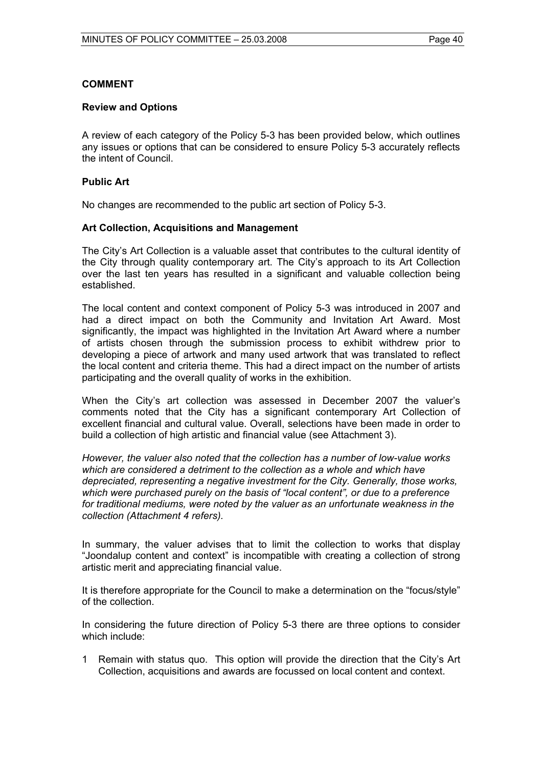**COMMENT**

**Review and Options**

A review of each category of the Policy 5-3 has been provided below, which outlines any issues or options that can be considered to ensure Policy 5-3 accurately reflects the intent of Council.

**Public Art**

No changes are recommended to the public art section of Policy 5-3.

**Art Collection, Acquisitions and Management**

The City's Art Collection is a valuable asset that contributes to the cultural identity of the City through quality contemporary art. The City's approach to its Art Collection over the last ten years has resulted in a significant and valuable collection being established.

The local content and context component of Policy 5-3 was introduced in 2007 and had a direct impact on both the Community and Invitation Art Award. Most significantly, the impact was highlighted in the Invitation Art Award where a number of artists chosen through the submission process to exhibit withdrew prior to developing a piece of artwork and many used artwork that was translated to reflect the local content and criteria theme. This had a direct impact on the number of artists participating and the overall quality of works in the exhibition.

When the City's art collection was assessed in December 2007 the valuer's comments noted that the City has a significant contemporary Art Collection of excellent financial and cultural value. Overall, selections have been made in order to build a collection of high artistic and financial value (see Attachment 3).

*However, the valuer also noted that the collection has a number of low-value works which are considered a detriment to the collection as a whole and which have depreciated, representing a negative investment for the City. Generally, those works, which were purchased purely on the basis of "local content", or due to a preference for traditional mediums, were noted by the valuer as an unfortunate weakness in the collection (Attachment 4 refers).*

In summary, the valuer advises that to limit the collection to works that display "Joondalup content and context" is incompatible with creating a collection of strong artistic merit and appreciating financial value.

It is therefore appropriate for the Council to make a determination on the "focus/style" of the collection.

In considering the future direction of Policy 5-3 there are three options to consider which include:

1 Remain with status quo. This option will provide the direction that the City's Art Collection, acquisitions and awards are focussed on local content and context.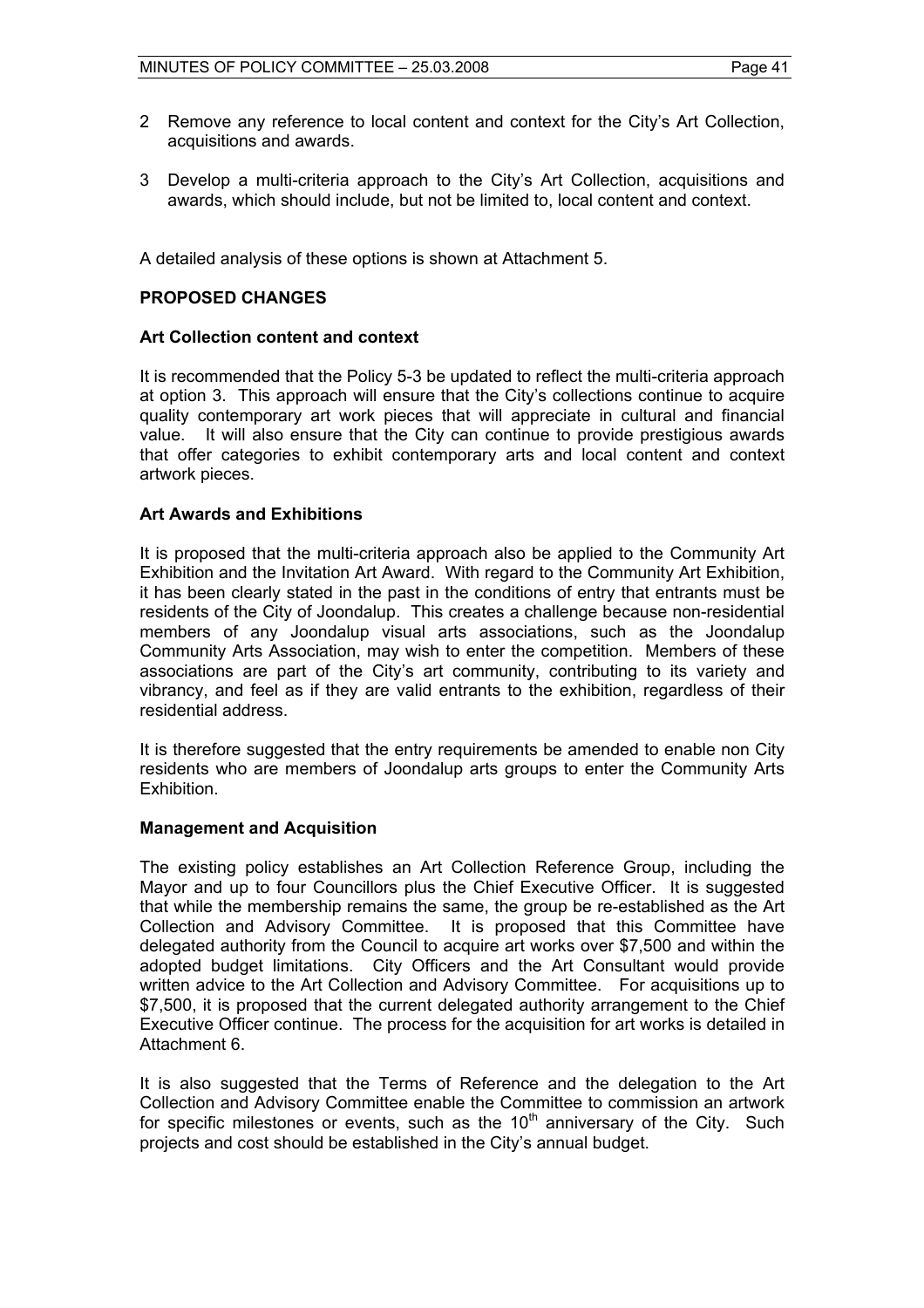2 Remove any reference to local content and context for the City's Art Collection, acquisitions and awards.

3 Develop a multi-criteria approach to the City's Art Collection, acquisitions and awards, which should include, but not be limited to, local content and context.

A detailed analysis of these options is shown at Attachment 5.

**PROPOSED CHANGES**

**Art Collection content and context**

It is recommended that the Policy 5-3 be updated to reflect the multi-criteria approach at option 3. This approach will ensure that the City's collections continue to acquire quality contemporary art work pieces that will appreciate in cultural and financial value. It will also ensure that the City can continue to provide prestigious awards that offer categories to exhibit contemporary arts and local content and context artwork pieces.

**Art Awards and Exhibitions**

It is proposed that the multi-criteria approach also be applied to the Community Art Exhibition and the Invitation Art Award. With regard to the Community Art Exhibition, it has been clearly stated in the past in the conditions of entry that entrants must be residents of the City of Joondalup. This creates a challenge because non-residential members of any Joondalup visual arts associations, such as the Joondalup Community Arts Association, may wish to enter the competition. Members of these associations are part of the City's art community, contributing to its variety and vibrancy, and feel as if they are valid entrants to the exhibition, regardless of their residential address.

It is therefore suggested that the entry requirements be amended to enable non City residents who are members of Joondalup arts groups to enter the Community Arts Exhibition.

**Management and Acquisition**

The existing policy establishes an Art Collection Reference Group, including the Mayor and up to four Councillors plus the Chief Executive Officer. It is suggested that while the membership remains the same, the group be re-established as the Art Collection and Advisory Committee. It is proposed that this Committee have delegated authority from the Council to acquire art works over $7,500 and within the adopted budget limitations. City Officers and the Art Consultant would provide written advice to the Art Collection and Advisory Committee. For acquisitions up to $7,500, it is proposed that the current delegated authority arrangement to the Chief Executive Officer continue. The process for the acquisition for art works is detailed in Attachment 6.

It is also suggested that the Terms of Reference and the delegation to the Art Collection and Advisory Committee enable the Committee to commission an artwork for specific milestones or events, such as the 10th anniversary of the City. Such projects and cost should be established in the City's annual budget.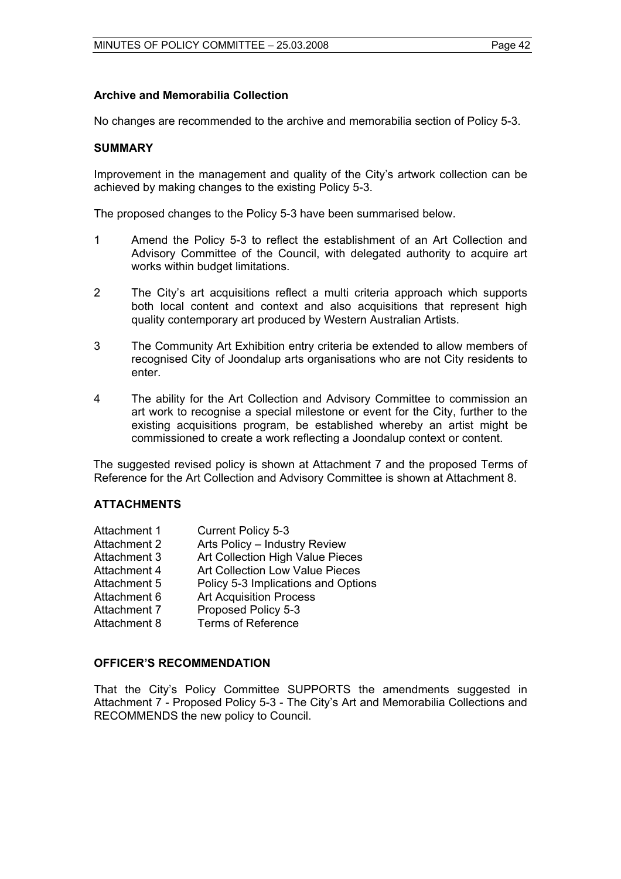### Archive and Memorabilia Collection

No changes are recommended to the archive and memorabilia section of Policy 5-3.

### SUMMARY

Improvement in the management and quality of the City's artwork collection can be achieved by making changes to the existing Policy 5-3.

The proposed changes to the Policy 5-3 have been summarised below.

1. Amend the Policy 5-3 to reflect the establishment of an Art Collection and Advisory Committee of the Council, with delegated authority to acquire art works within budget limitations.

2. The City's art acquisitions reflect a multi criteria approach which supports both local content and context and also acquisitions that represent high quality contemporary art produced by Western Australian Artists.

3. The Community Art Exhibition entry criteria be extended to allow members of recognised City of Joondalup arts organisations who are not City residents to enter.

4. The ability for the Art Collection and Advisory Committee to commission an art work to recognise a special milestone or event for the City, further to the existing acquisitions program, be established whereby an artist might be commissioned to create a work reflecting a Joondalup context or content.

The suggested revised policy is shown at Attachment 7 and the proposed Terms of Reference for the Art Collection and Advisory Committee is shown at Attachment 8.

### ATTACHMENTS

| | |
|---|---|
| Attachment 1 | Current Policy 5-3 |
| Attachment 2 | Arts Policy – Industry Review |
| Attachment 3 | Art Collection High Value Pieces |
| Attachment 4 | Art Collection Low Value Pieces |
| Attachment 5 | Policy 5-3 Implications and Options |
| Attachment 6 | Art Acquisition Process |
| Attachment 7 | Proposed Policy 5-3 |
| Attachment 8 | Terms of Reference |

### OFFICER'S RECOMMENDATION

That the City's Policy Committee SUPPORTS the amendments suggested in Attachment 7 - Proposed Policy 5-3 - The City's Art and Memorabilia Collections and RECOMMENDS the new policy to Council.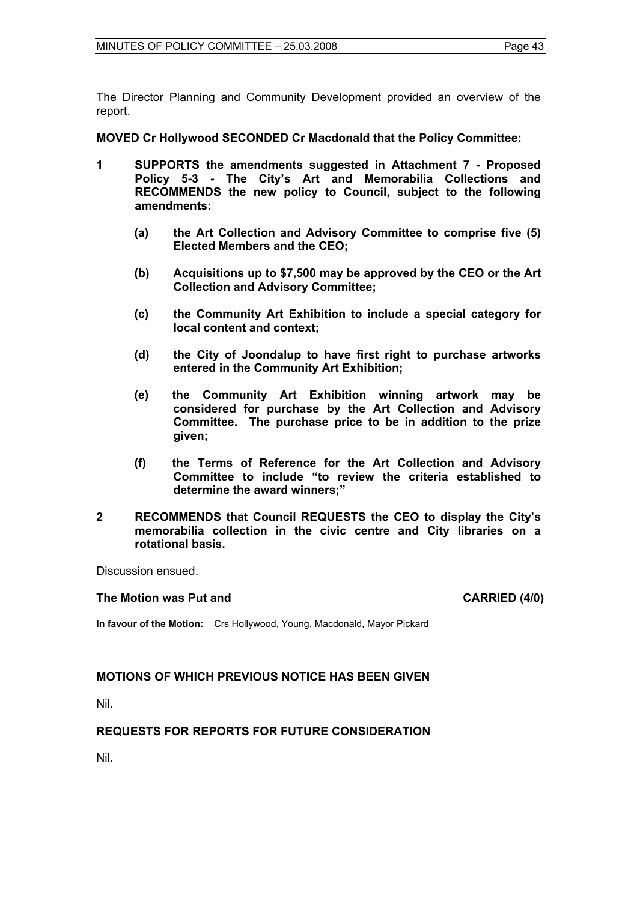The Director Planning and Community Development provided an overview of the report.

**MOVED Cr Hollywood SECONDED Cr Macdonald that the Policy Committee:**

**1 SUPPORTS the amendments suggested in Attachment 7 - Proposed Policy 5-3 - The City's Art and Memorabilia Collections and RECOMMENDS the new policy to Council, subject to the following amendments:**

- **(a) the Art Collection and Advisory Committee to comprise five (5) Elected Members and the CEO;**
- **(b) Acquisitions up to $7,500 may be approved by the CEO or the Art Collection and Advisory Committee;**
- **(c) the Community Art Exhibition to include a special category for local content and context;**
- **(d) the City of Joondalup to have first right to purchase artworks entered in the Community Art Exhibition;**
- **(e) the Community Art Exhibition winning artwork may be considered for purchase by the Art Collection and Advisory Committee. The purchase price to be in addition to the prize given;**
- **(f) the Terms of Reference for the Art Collection and Advisory Committee to include "to review the criteria established to determine the award winners;"**

**2 RECOMMENDS that Council REQUESTS the CEO to display the City's memorabilia collection in the civic centre and City libraries on a rotational basis.**

Discussion ensued.

**The Motion was Put and CARRIED (4/0)**

**In favour of the Motion:** Crs Hollywood, Young, Macdonald, Mayor Pickard

## MOTIONS OF WHICH PREVIOUS NOTICE HAS BEEN GIVEN

Nil.

## REQUESTS FOR REPORTS FOR FUTURE CONSIDERATION

Nil.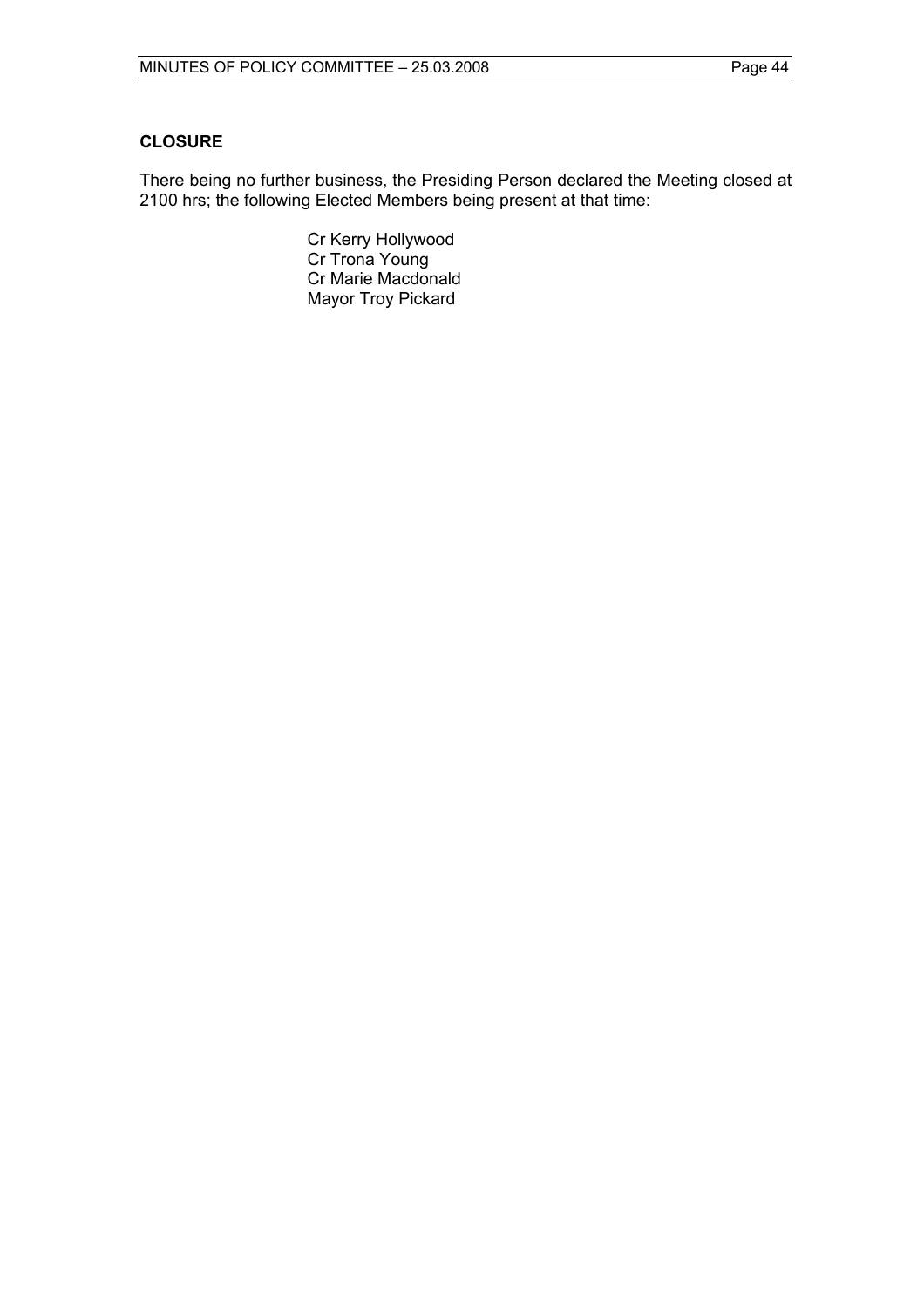## CLOSURE

There being no further business, the Presiding Person declared the Meeting closed at 2100 hrs; the following Elected Members being present at that time:

Cr Kerry Hollywood
Cr Trona Young
Cr Marie Macdonald
Mayor Troy Pickard